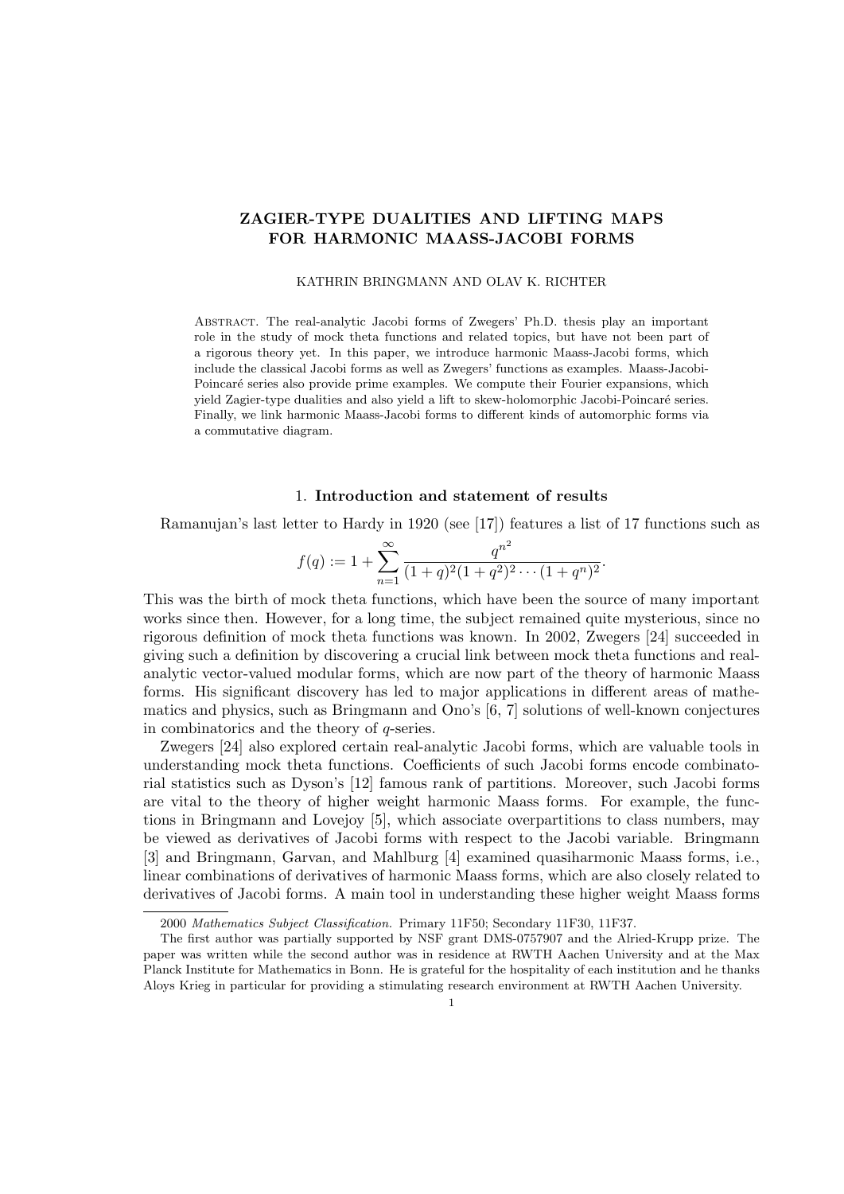# ZAGIER-TYPE DUALITIES AND LIFTING MAPS FOR HARMONIC MAASS-JACOBI FORMS

KATHRIN BRINGMANN AND OLAV K. RICHTER

Abstract. The real-analytic Jacobi forms of Zwegers' Ph.D. thesis play an important role in the study of mock theta functions and related topics, but have not been part of a rigorous theory yet. In this paper, we introduce harmonic Maass-Jacobi forms, which include the classical Jacobi forms as well as Zwegers' functions as examples. Maass-Jacobi-Poincaré series also provide prime examples. We compute their Fourier expansions, which yield Zagier-type dualities and also yield a lift to skew-holomorphic Jacobi-Poincaré series. Finally, we link harmonic Maass-Jacobi forms to different kinds of automorphic forms via a commutative diagram.

## 1. **Introduction and statement of results**

Ramanujan's last letter to Hardy in 1920 (see [17]) features a list of 17 functions such as

$$f(q) := 1 + \sum_{n=1}^{\infty} \frac{q^{n^2}}{(1+q)^2(1+q^2)^2 \cdots (1+q^n)^2}.$$

This was the birth of mock theta functions, which have been the source of many important works since then. However, for a long time, the subject remained quite mysterious, since no rigorous definition of mock theta functions was known. In 2002, Zwegers [24] succeeded in giving such a definition by discovering a crucial link between mock theta functions and real-analytic vector-valued modular forms, which are now part of the theory of harmonic Maass forms. His significant discovery has led to major applications in different areas of mathematics and physics, such as Bringmann and Ono's [6, 7] solutions of well-known conjectures in combinatorics and the theory of $q$-series.

Zwegers [24] also explored certain real-analytic Jacobi forms, which are valuable tools in understanding mock theta functions. Coefficients of such Jacobi forms encode combinatorial statistics such as Dyson's [12] famous rank of partitions. Moreover, such Jacobi forms are vital to the theory of higher weight harmonic Maass forms. For example, the functions in Bringmann and Lovejoy [5], which associate overpartitions to class numbers, may be viewed as derivatives of Jacobi forms with respect to the Jacobi variable. Bringmann [3] and Bringmann, Garvan, and Mahlburg [4] examined quasiharmonic Maass forms, i.e., linear combinations of derivatives of harmonic Maass forms, which are also closely related to derivatives of Jacobi forms. A main tool in understanding these higher weight Maass forms

2000 *Mathematics Subject Classification.* Primary 11F50; Secondary 11F30, 11F37.

The first author was partially supported by NSF grant DMS-0757907 and the Alried-Krupp prize. The paper was written while the second author was in residence at RWTH Aachen University and at the Max Planck Institute for Mathematics in Bonn. He is grateful for the hospitality of each institution and he thanks Aloys Krieg in particular for providing a stimulating research environment at RWTH Aachen University.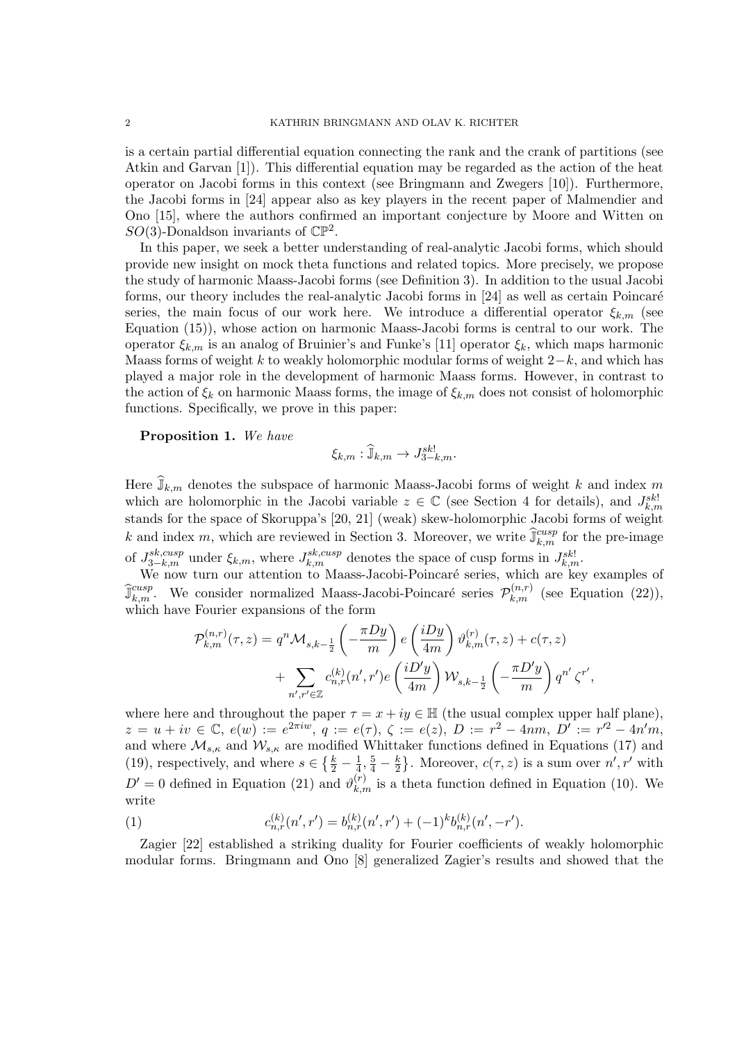is a certain partial differential equation connecting the rank and the crank of partitions (see Atkin and Garvan [1]). This differential equation may be regarded as the action of the heat operator on Jacobi forms in this context (see Bringmann and Zwegers [10]). Furthermore, the Jacobi forms in [24] appear also as key players in the recent paper of Malmendier and Ono [15], where the authors confirmed an important conjecture by Moore and Witten on $SO(3)$-Donaldson invariants of $\mathbb{CP}^2$.

In this paper, we seek a better understanding of real-analytic Jacobi forms, which should provide new insight on mock theta functions and related topics. More precisely, we propose the study of harmonic Maass-Jacobi forms (see Definition 3). In addition to the usual Jacobi forms, our theory includes the real-analytic Jacobi forms in [24] as well as certain Poincaré series, the main focus of our work here. We introduce a differential operator $\xi_{k,m}$ (see Equation (15)), whose action on harmonic Maass-Jacobi forms is central to our work. The operator $\xi_{k,m}$ is an analog of Bruinier's and Funke's [11] operator $\xi_k$, which maps harmonic Maass forms of weight $k$ to weakly holomorphic modular forms of weight $2-k$, and which has played a major role in the development of harmonic Maass forms. However, in contrast to the action of $\xi_k$ on harmonic Maass forms, the image of $\xi_{k,m}$ does not consist of holomorphic functions. Specifically, we prove in this paper:

**Proposition 1.** *We have*

$$\xi_{k,m} : \widehat{\mathbb{J}}_{k,m} \to J^{sk!}_{3-k,m}.$$

Here $\widehat{\mathbb{J}}_{k,m}$ denotes the subspace of harmonic Maass-Jacobi forms of weight $k$ and index $m$ which are holomorphic in the Jacobi variable $z \in \mathbb{C}$ (see Section 4 for details), and $J^{sk!}_{k,m}$ stands for the space of Skoruppa's [20, 21] (weak) skew-holomorphic Jacobi forms of weight $k$ and index $m$, which are reviewed in Section 3. Moreover, we write $\widehat{\mathbb{J}}^{cusp}_{k,m}$ for the pre-image of $J^{sk,cusp}_{3-k,m}$ under $\xi_{k,m}$, where $J^{sk,cusp}_{k,m}$ denotes the space of cusp forms in $J^{sk!}_{k,m}$.

We now turn our attention to Maass-Jacobi-Poincaré series, which are key examples of $\widehat{\mathbb{J}}^{cusp}_{k,m}$. We consider normalized Maass-Jacobi-Poincaré series $\mathcal{P}^{(n,r)}_{k,m}$ (see Equation (22)), which have Fourier expansions of the form

$$\mathcal{P}^{(n,r)}_{k,m}(\tau,z) = q^n \mathcal{M}_{s,k-\frac{1}{2}}\left(-\frac{\pi D y}{m}\right) e\left(\frac{iDy}{4m}\right) \vartheta^{(r)}_{k,m}(\tau,z) + c(\tau,z)$$
$$+ \sum_{n',r' \in \mathbb{Z}} c^{(k)}_{n,r}(n',r') e\left(\frac{iD'y}{4m}\right) \mathcal{W}_{s,k-\frac{1}{2}}\left(-\frac{\pi D' y}{m}\right) q^{n'} \zeta^{r'},$$

where here and throughout the paper $\tau = x+iy \in \mathbb{H}$ (the usual complex upper half plane), $z = u+iv \in \mathbb{C}$, $e(w) := e^{2\pi i w}$, $q := e(\tau)$, $\zeta := e(z)$, $D := r^2 - 4nm$, $D' := r'^2 - 4n'm$, and where $\mathcal{M}_{s,\kappa}$ and $\mathcal{W}_{s,\kappa}$ are modified Whittaker functions defined in Equations (17) and (19), respectively, and where $s \in \left\{\frac{k}{2} - \frac{1}{4}, \frac{5}{4} - \frac{k}{2}\right\}$. Moreover, $c(\tau,z)$ is a sum over $n', r'$ with $D' = 0$ defined in Equation (21) and $\vartheta^{(r)}_{k,m}$ is a theta function defined in Equation (10). We write

$$c^{(k)}_{n,r}(n',r') = b^{(k)}_{n,r}(n',r') + (-1)^k b^{(k)}_{n,r}(n',-r'). \tag{1}$$

Zagier [22] established a striking duality for Fourier coefficients of weakly holomorphic modular forms. Bringmann and Ono [8] generalized Zagier's results and showed that the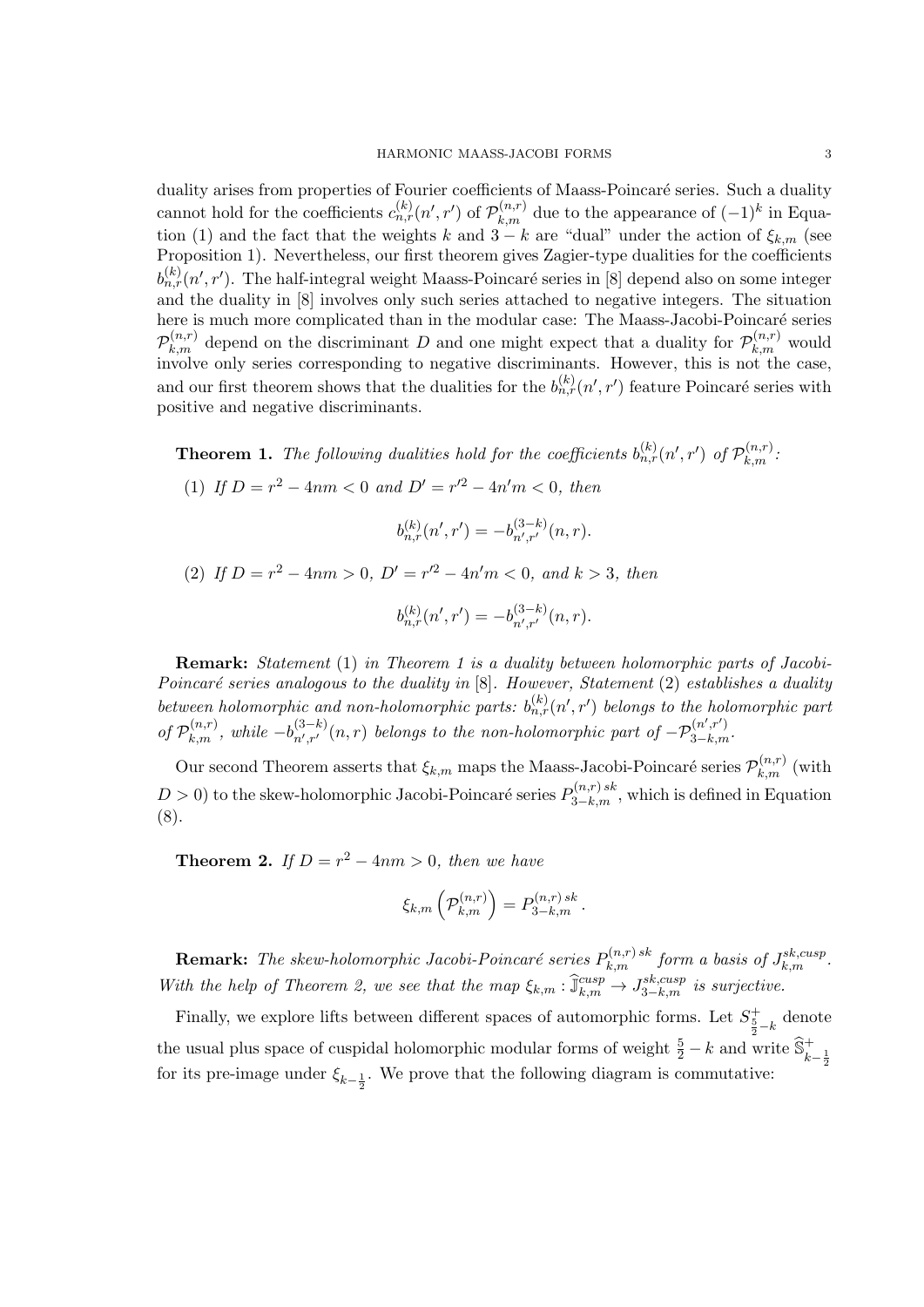duality arises from properties of Fourier coefficients of Maass-Poincaré series. Such a duality cannot hold for the coefficients $c^{(k)}_{n,r}(n', r')$ of $\mathcal{P}^{(n,r)}_{k,m}$ due to the appearance of $(-1)^k$ in Equation (1) and the fact that the weights $k$ and $3-k$ are "dual" under the action of $\xi_{k,m}$ (see Proposition 1). Nevertheless, our first theorem gives Zagier-type dualities for the coefficients $b^{(k)}_{n,r}(n', r')$. The half-integral weight Maass-Poincaré series in [8] depend also on some integer and the duality in [8] involves only such series attached to negative integers. The situation here is much more complicated than in the modular case: The Maass-Jacobi-Poincaré series $\mathcal{P}^{(n,r)}_{k,m}$ depend on the discriminant $D$ and one might expect that a duality for $\mathcal{P}^{(n,r)}_{k,m}$ would involve only series corresponding to negative discriminants. However, this is not the case, and our first theorem shows that the dualities for the $b^{(k)}_{n,r}(n', r')$ feature Poincaré series with positive and negative discriminants.

**Theorem 1.** *The following dualities hold for the coefficients $b^{(k)}_{n,r}(n', r')$ of $\mathcal{P}^{(n,r)}_{k,m}$:*

(1) *If $D = r^2 - 4nm < 0$ and $D' = r'^2 - 4n'm < 0$, then*

$$b^{(k)}_{n,r}(n', r') = -b^{(3-k)}_{n',r'}(n, r).$$

(2) *If $D = r^2 - 4nm > 0$, $D' = r'^2 - 4n'm < 0$, and $k > 3$, then*

$$b^{(k)}_{n,r}(n', r') = -b^{(3-k)}_{n',r'}(n, r).$$

**Remark:** *Statement* (1) *in Theorem 1 is a duality between holomorphic parts of Jacobi-Poincaré series analogous to the duality in* [8]*. However, Statement* (2) *establishes a duality between holomorphic and non-holomorphic parts: $b^{(k)}_{n,r}(n', r')$ belongs to the holomorphic part of $\mathcal{P}^{(n,r)}_{k,m}$, while $-b^{(3-k)}_{n',r'}(n, r)$ belongs to the non-holomorphic part of $-\mathcal{P}^{(n',r')}_{3-k,m}$.*

Our second Theorem asserts that $\xi_{k,m}$ maps the Maass-Jacobi-Poincaré series $\mathcal{P}^{(n,r)}_{k,m}$ (with $D > 0$) to the skew-holomorphic Jacobi-Poincaré series $P^{(n,r)\, sk}_{3-k,m}$, which is defined in Equation (8).

**Theorem 2.** *If $D = r^2 - 4nm > 0$, then we have*

$$\xi_{k,m}\left(\mathcal{P}^{(n,r)}_{k,m}\right) = P^{(n,r)\, sk}_{3-k,m}.$$

**Remark:** *The skew-holomorphic Jacobi-Poincaré series $P^{(n,r)\, sk}_{k,m}$ form a basis of $J^{sk,cusp}_{k,m}$. With the help of Theorem 2, we see that the map $\xi_{k,m} : \widehat{\mathbb{J}}^{cusp}_{k,m} \to J^{sk,cusp}_{3-k,m}$ is surjective.*

Finally, we explore lifts between different spaces of automorphic forms. Let $S^+_{\frac{5}{2}-k}$ denote the usual plus space of cuspidal holomorphic modular forms of weight $\frac{5}{2} - k$ and write $\widehat{\mathbb{S}}^+_{k-\frac{1}{2}}$ for its pre-image under $\xi_{k-\frac{1}{2}}$. We prove that the following diagram is commutative: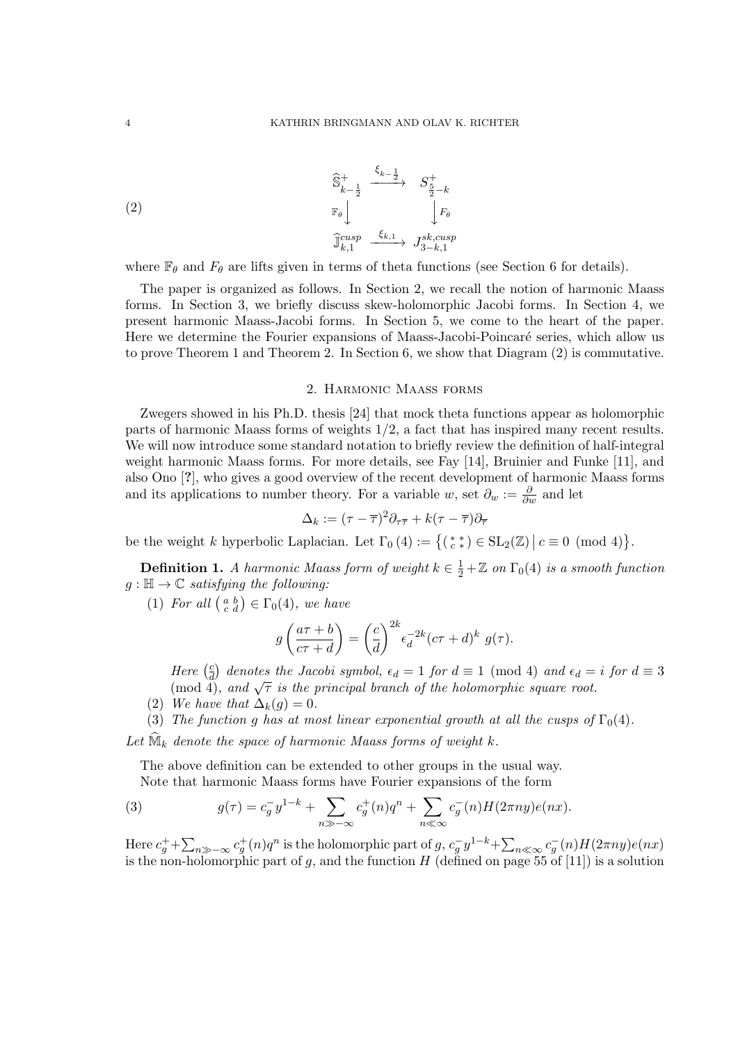$$
(2) \qquad
\begin{array}{ccc}
\widehat{\mathbb{S}}^{+}_{k-\frac{1}{2}} & \xrightarrow{\ \xi_{k-\frac{1}{2}}\ } & S^{+}_{\frac{5}{2}-k} \\
\mathbb{F}_\theta \Big\downarrow & & \Big\downarrow F_\theta \\
\widehat{\mathbb{J}}^{cusp}_{k,1} & \xrightarrow{\ \xi_{k,1}\ } & J^{sk,cusp}_{3-k,1}
\end{array}
$$

where $\mathbb{F}_\theta$ and $F_\theta$ are lifts given in terms of theta functions (see Section 6 for details).

The paper is organized as follows. In Section 2, we recall the notion of harmonic Maass forms. In Section 3, we briefly discuss skew-holomorphic Jacobi forms. In Section 4, we present harmonic Maass-Jacobi forms. In Section 5, we come to the heart of the paper. Here we determine the Fourier expansions of Maass-Jacobi-Poincaré series, which allow us to prove Theorem 1 and Theorem 2. In Section 6, we show that Diagram (2) is commutative.

## 2. Harmonic Maass forms

Zwegers showed in his Ph.D. thesis [24] that mock theta functions appear as holomorphic parts of harmonic Maass forms of weights $1/2$, a fact that has inspired many recent results. We will now introduce some standard notation to briefly review the definition of half-integral weight harmonic Maass forms. For more details, see Fay [14], Bruinier and Funke [11], and also Ono [?], who gives a good overview of the recent development of harmonic Maass forms and its applications to number theory. For a variable $w$, set $\partial_w := \frac{\partial}{\partial w}$ and let

$$
\Delta_k := (\tau - \overline{\tau})^2 \partial_{\tau\overline{\tau}} + k(\tau - \overline{\tau})\partial_{\overline{\tau}}
$$

be the weight $k$ hyperbolic Laplacian. Let $\Gamma_0(4) := \left\{ \left(\begin{smallmatrix} * & * \\ c & * \end{smallmatrix}\right) \in \mathrm{SL}_2(\mathbb{Z}) \,\middle|\, c \equiv 0 \pmod 4 \right\}$.

**Definition 1.** *A harmonic Maass form of weight $k \in \frac{1}{2} + \mathbb{Z}$ on $\Gamma_0(4)$ is a smooth function $g : \mathbb{H} \to \mathbb{C}$ satisfying the following:*

1. *For all $\left(\begin{smallmatrix} a & b \\ c & d \end{smallmatrix}\right) \in \Gamma_0(4)$, we have*

$$
g\left(\frac{a\tau + b}{c\tau + d}\right) = \left(\frac{c}{d}\right)^{2k} \epsilon_d^{-2k} (c\tau + d)^k \ g(\tau).
$$

   *Here $\left(\frac{c}{d}\right)$ denotes the Jacobi symbol, $\epsilon_d = 1$ for $d \equiv 1 \pmod 4$ and $\epsilon_d = i$ for $d \equiv 3 \pmod 4$, and $\sqrt{\tau}$ is the principal branch of the holomorphic square root.*

2. *We have that $\Delta_k(g) = 0$.*
3. *The function $g$ has at most linear exponential growth at all the cusps of $\Gamma_0(4)$.*

*Let $\widehat{\mathbb{M}}_k$ denote the space of harmonic Maass forms of weight $k$.*

The above definition can be extended to other groups in the usual way.

Note that harmonic Maass forms have Fourier expansions of the form

$$
(3) \qquad g(\tau) = c_g^- y^{1-k} + \sum_{n \gg -\infty} c_g^+(n) q^n + \sum_{n \ll \infty} c_g^-(n) H(2\pi n y) e(nx).
$$

Here $c_g^+ + \sum_{n \gg -\infty} c_g^+(n) q^n$ is the holomorphic part of $g$, $c_g^- y^{1-k} + \sum_{n \ll \infty} c_g^-(n) H(2\pi n y) e(nx)$ is the non-holomorphic part of $g$, and the function $H$ (defined on page 55 of [11]) is a solution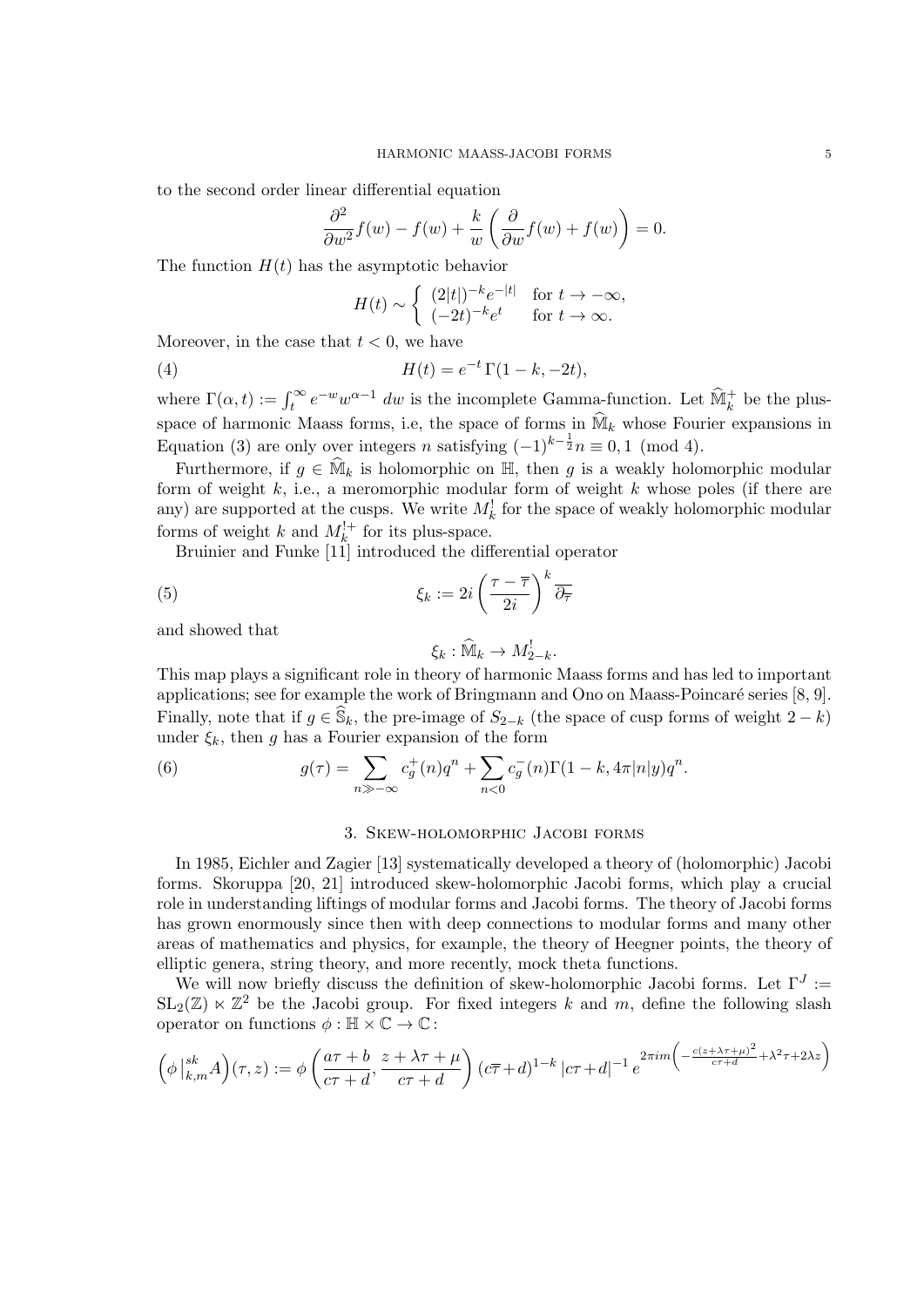to the second order linear differential equation

$$\frac{\partial^2}{\partial w^2} f(w) - f(w) + \frac{k}{w}\left(\frac{\partial}{\partial w} f(w) + f(w)\right) = 0.$$

The function $H(t)$ has the asymptotic behavior

$$H(t) \sim \begin{cases} (2|t|)^{-k} e^{-|t|} & \text{for } t \to -\infty, \\ (-2t)^{-k} e^{t} & \text{for } t \to \infty. \end{cases}$$

Moreover, in the case that $t < 0$, we have

$$H(t) = e^{-t}\,\Gamma(1-k, -2t), \tag{4}$$

where $\Gamma(\alpha, t) := \int_t^\infty e^{-w} w^{\alpha-1}\, dw$ is the incomplete Gamma-function. Let $\widehat{\mathbb{M}}_k^+$ be the plus-space of harmonic Maass forms, i.e, the space of forms in $\widehat{\mathbb{M}}_k$ whose Fourier expansions in Equation (3) are only over integers $n$ satisfying $(-1)^{k-\frac{1}{2}} n \equiv 0, 1 \pmod 4$.

Furthermore, if $g \in \widehat{\mathbb{M}}_k$ is holomorphic on $\mathbb{H}$, then $g$ is a weakly holomorphic modular form of weight $k$, i.e., a meromorphic modular form of weight $k$ whose poles (if there are any) are supported at the cusps. We write $M_k^!$ for the space of weakly holomorphic modular forms of weight $k$ and $M_k^{!+}$ for its plus-space.

Bruinier and Funke [11] introduced the differential operator

$$\xi_k := 2i \left(\frac{\tau - \overline{\tau}}{2i}\right)^k \overline{\partial_{\overline{\tau}}} \tag{5}$$

and showed that

$$\xi_k : \widehat{\mathbb{M}}_k \to M_{2-k}^!.$$

This map plays a significant role in theory of harmonic Maass forms and has led to important applications; see for example the work of Bringmann and Ono on Maass-Poincaré series [8, 9]. Finally, note that if $g \in \widehat{\mathbb{S}}_k$, the pre-image of $S_{2-k}$ (the space of cusp forms of weight $2-k$) under $\xi_k$, then $g$ has a Fourier expansion of the form

$$g(\tau) = \sum_{n \gg -\infty} c_g^+(n) q^n + \sum_{n<0} c_g^-(n) \Gamma(1-k, 4\pi |n| y) q^n. \tag{6}$$

## 3. Skew-holomorphic Jacobi forms

In 1985, Eichler and Zagier [13] systematically developed a theory of (holomorphic) Jacobi forms. Skoruppa [20, 21] introduced skew-holomorphic Jacobi forms, which play a crucial role in understanding liftings of modular forms and Jacobi forms. The theory of Jacobi forms has grown enormously since then with deep connections to modular forms and many other areas of mathematics and physics, for example, the theory of Heegner points, the theory of elliptic genera, string theory, and more recently, mock theta functions.

We will now briefly discuss the definition of skew-holomorphic Jacobi forms. Let $\Gamma^J := \mathrm{SL}_2(\mathbb{Z}) \ltimes \mathbb{Z}^2$ be the Jacobi group. For fixed integers $k$ and $m$, define the following slash operator on functions $\phi : \mathbb{H} \times \mathbb{C} \to \mathbb{C}$:

$$\left(\phi\left|^{sk}_{k,m} A\right.\right)(\tau, z) := \phi\left(\frac{a\tau+b}{c\tau+d}, \frac{z+\lambda\tau+\mu}{c\tau+d}\right) (c\overline{\tau}+d)^{1-k} \left|c\tau+d\right|^{-1} e^{2\pi i m\left(-\frac{c(z+\lambda\tau+\mu)^2}{c\tau+d} + \lambda^2\tau + 2\lambda z\right)}$$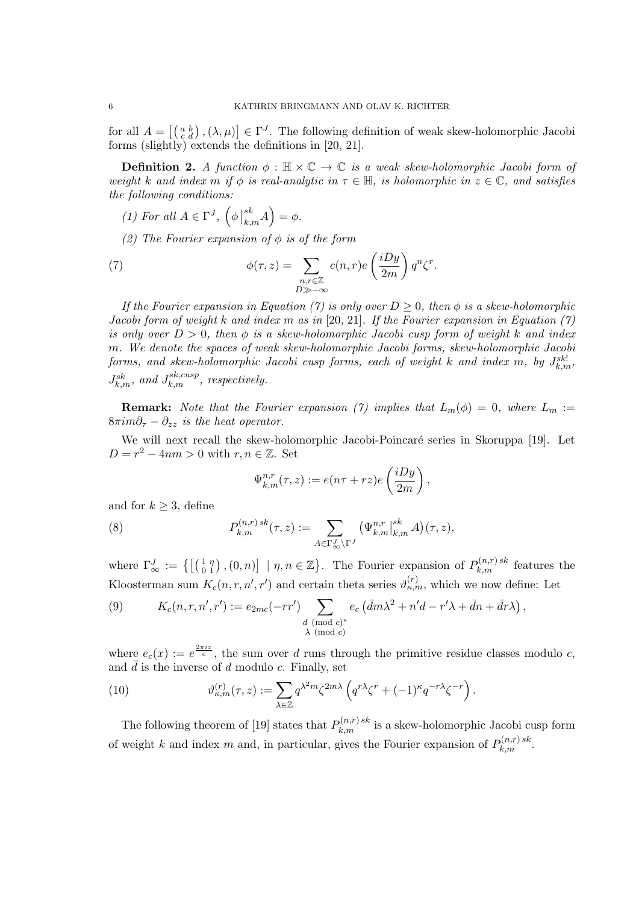for all $A = \left[\left(\begin{smallmatrix} a & b \\ c & d \end{smallmatrix}\right), (\lambda, \mu)\right] \in \Gamma^J$. The following definition of weak skew-holomorphic Jacobi forms (slightly) extends the definitions in [20, 21].

**Definition 2.** *A function $\phi : \mathbb{H} \times \mathbb{C} \to \mathbb{C}$ is a weak skew-holomorphic Jacobi form of weight $k$ and index $m$ if $\phi$ is real-analytic in $\tau \in \mathbb{H}$, is holomorphic in $z \in \mathbb{C}$, and satisfies the following conditions:*

*(1) For all $A \in \Gamma^J$, $\left(\phi \big|^{sk}_{k,m} A\right) = \phi$.*

*(2) The Fourier expansion of $\phi$ is of the form*

$$\phi(\tau, z) = \sum_{\substack{n,r \in \mathbb{Z} \\ D \gg -\infty}} c(n,r) e\left(\frac{iDy}{2m}\right) q^n \zeta^r. \tag{7}$$

*If the Fourier expansion in Equation (7) is only over $D \geq 0$, then $\phi$ is a skew-holomorphic Jacobi form of weight $k$ and index $m$ as in* [20, 21]*. If the Fourier expansion in Equation (7) is only over $D > 0$, then $\phi$ is a skew-holomorphic Jacobi cusp form of weight $k$ and index $m$. We denote the spaces of weak skew-holomorphic Jacobi forms, skew-holomorphic Jacobi forms, and skew-holomorphic Jacobi cusp forms, each of weight $k$ and index $m$, by $J^{sk!}_{k,m}$, $J^{sk}_{k,m}$, and $J^{sk,cusp}_{k,m}$, respectively.*

**Remark:** *Note that the Fourier expansion (7) implies that $L_m(\phi) = 0$, where $L_m := 8\pi i m \partial_\tau - \partial_{zz}$ is the heat operator.*

We will next recall the skew-holomorphic Jacobi-Poincaré series in Skoruppa [19]. Let $D = r^2 - 4nm > 0$ with $r, n \in \mathbb{Z}$. Set

$$\Psi^{n,r}_{k,m}(\tau, z) := e(n\tau + rz) e\left(\frac{iDy}{2m}\right),$$

and for $k \geq 3$, define

$$P^{(n,r)\,sk}_{k,m}(\tau, z) := \sum_{A \in \Gamma^J_\infty \backslash \Gamma^J} \left(\Psi^{n,r}_{k,m}\big|^{sk}_{k,m} A\right)(\tau, z), \tag{8}$$

where $\Gamma^J_\infty := \left\{\left[\left(\begin{smallmatrix} 1 & \eta \\ 0 & 1 \end{smallmatrix}\right), (0, n)\right] \mid \eta, n \in \mathbb{Z}\right\}$. The Fourier expansion of $P^{(n,r)\,sk}_{k,m}$ features the Kloosterman sum $K_c(n, r, n', r')$ and certain theta series $\vartheta^{(r)}_{\kappa,m}$, which we now define: Let

$$K_c(n, r, n', r') := e_{2mc}(-rr') \sum_{\substack{d \pmod{c}^* \\ \lambda \pmod{c}}} e_c\left(\bar{d} m \lambda^2 + n'd - r'\lambda + \bar{d} n + \bar{d} r \lambda\right), \tag{9}$$

where $e_c(x) := e^{\frac{2\pi i x}{c}}$, the sum over $d$ runs through the primitive residue classes modulo $c$, and $\bar{d}$ is the inverse of $d$ modulo $c$. Finally, set

$$\vartheta^{(r)}_{\kappa,m}(\tau, z) := \sum_{\lambda \in \mathbb{Z}} q^{\lambda^2 m} \zeta^{2m\lambda} \left(q^{r\lambda} \zeta^r + (-1)^\kappa q^{-r\lambda} \zeta^{-r}\right). \tag{10}$$

The following theorem of [19] states that $P^{(n,r)\,sk}_{k,m}$ is a skew-holomorphic Jacobi cusp form of weight $k$ and index $m$ and, in particular, gives the Fourier expansion of $P^{(n,r)\,sk}_{k,m}$.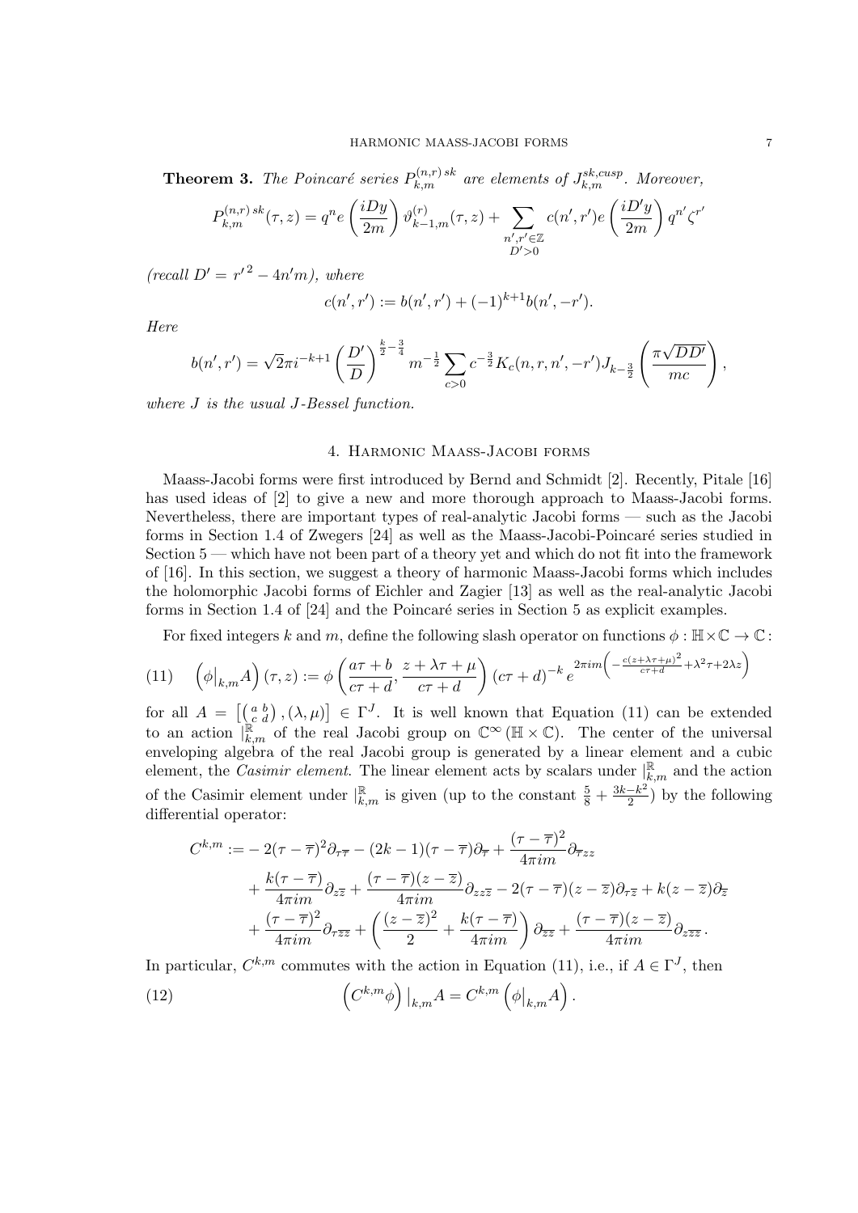**Theorem 3.** *The Poincaré series $P_{k,m}^{(n,r)\,sk}$ are elements of $J_{k,m}^{sk,cusp}$. Moreover,*

$$P_{k,m}^{(n,r)\,sk}(\tau,z) = q^n e\left(\frac{iDy}{2m}\right)\vartheta_{k-1,m}^{(r)}(\tau,z) + \sum_{\substack{n',r'\in\mathbb{Z}\\ D'>0}} c(n',r')e\left(\frac{iD'y}{2m}\right)q^{n'}\zeta^{r'}$$

*(recall $D' = {r'}^2 - 4n'm$), where*

$$c(n',r') := b(n',r') + (-1)^{k+1}b(n',-r').$$

*Here*

$$b(n',r') = \sqrt{2}\pi i^{-k+1}\left(\frac{D'}{D}\right)^{\frac{k}{2}-\frac{3}{4}} m^{-\frac{1}{2}} \sum_{c>0} c^{-\frac{3}{2}} K_c(n,r,n',-r') J_{k-\frac{3}{2}}\left(\frac{\pi\sqrt{DD'}}{mc}\right),$$

*where $J$ is the usual $J$-Bessel function.*

## 4. Harmonic Maass-Jacobi forms

Maass-Jacobi forms were first introduced by Bernd and Schmidt [2]. Recently, Pitale [16] has used ideas of [2] to give a new and more thorough approach to Maass-Jacobi forms. Nevertheless, there are important types of real-analytic Jacobi forms — such as the Jacobi forms in Section 1.4 of Zwegers [24] as well as the Maass-Jacobi-Poincaré series studied in Section 5 — which have not been part of a theory yet and which do not fit into the framework of [16]. In this section, we suggest a theory of harmonic Maass-Jacobi forms which includes the holomorphic Jacobi forms of Eichler and Zagier [13] as well as the real-analytic Jacobi forms in Section 1.4 of [24] and the Poincaré series in Section 5 as explicit examples.

For fixed integers $k$ and $m$, define the following slash operator on functions $\phi : \mathbb{H}\times\mathbb{C}\to\mathbb{C}$:

$$\left(\phi\big|_{k,m}A\right)(\tau,z) := \phi\left(\frac{a\tau+b}{c\tau+d},\frac{z+\lambda\tau+\mu}{c\tau+d}\right)(c\tau+d)^{-k}\,e^{2\pi i m\left(-\frac{c(z+\lambda\tau+\mu)^2}{c\tau+d}+\lambda^2\tau+2\lambda z\right)} \tag{11}$$

for all $A = \left[\left(\begin{smallmatrix} a & b\\ c & d\end{smallmatrix}\right),(\lambda,\mu)\right]\in\Gamma^J$. It is well known that Equation (11) can be extended to an action $|_{k,m}^{\mathbb{R}}$ of the real Jacobi group on $\mathbb{C}^\infty(\mathbb{H}\times\mathbb{C})$. The center of the universal enveloping algebra of the real Jacobi group is generated by a linear element and a cubic element, the *Casimir element*. The linear element acts by scalars under $|_{k,m}^{\mathbb{R}}$ and the action of the Casimir element under $|_{k,m}^{\mathbb{R}}$ is given (up to the constant $\frac{5}{8}+\frac{3k-k^2}{2}$) by the following differential operator:

$$\begin{aligned}
C^{k,m} := &-2(\tau-\overline{\tau})^2\partial_{\tau\overline{\tau}} - (2k-1)(\tau-\overline{\tau})\partial_{\overline{\tau}} + \frac{(\tau-\overline{\tau})^2}{4\pi i m}\partial_{\overline{\tau}zz}\\
&+\frac{k(\tau-\overline{\tau})}{4\pi i m}\partial_{z\overline{z}} + \frac{(\tau-\overline{\tau})(z-\overline{z})}{4\pi i m}\partial_{zz\overline{z}} - 2(\tau-\overline{\tau})(z-\overline{z})\partial_{\tau\overline{z}} + k(z-\overline{z})\partial_{\overline{z}}\\
&+\frac{(\tau-\overline{\tau})^2}{4\pi i m}\partial_{\tau\overline{z}\overline{z}} + \left(\frac{(z-\overline{z})^2}{2}+\frac{k(\tau-\overline{\tau})}{4\pi i m}\right)\partial_{\overline{z}\overline{z}} + \frac{(\tau-\overline{\tau})(z-\overline{z})}{4\pi i m}\partial_{z\overline{z}\overline{z}}.
\end{aligned}$$

In particular, $C^{k,m}$ commutes with the action in Equation (11), i.e., if $A\in\Gamma^J$, then

$$\left(C^{k,m}\phi\right)\big|_{k,m}A = C^{k,m}\left(\phi\big|_{k,m}A\right). \tag{12}$$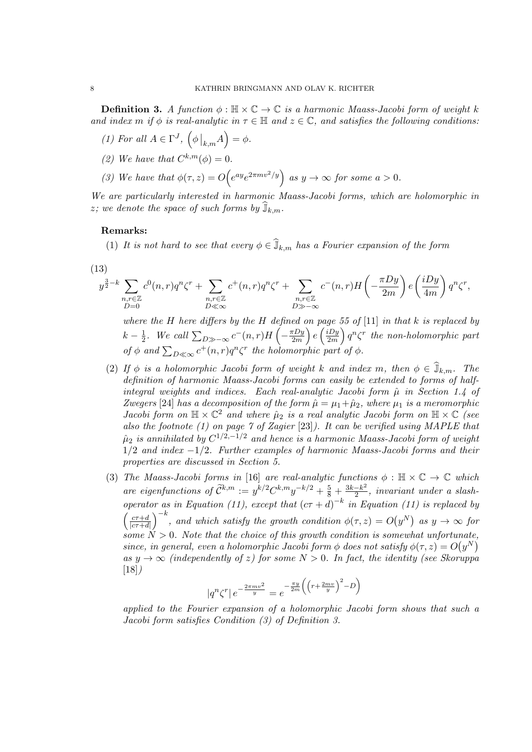**Definition 3.** *A function $\phi : \mathbb{H} \times \mathbb{C} \to \mathbb{C}$ is a harmonic Maass-Jacobi form of weight $k$ and index $m$ if $\phi$ is real-analytic in $\tau \in \mathbb{H}$ and $z \in \mathbb{C}$, and satisfies the following conditions:*

*(1) For all $A \in \Gamma^J$, $\left(\phi\big|_{k,m} A\right) = \phi$.*

*(2) We have that $C^{k,m}(\phi) = 0$.*

*(3) We have that $\phi(\tau, z) = O\!\left(e^{ay} e^{2\pi m v^2/y}\right)$ as $y \to \infty$ for some $a > 0$.*

*We are particularly interested in harmonic Maass-Jacobi forms, which are holomorphic in $z$; we denote the space of such forms by $\widehat{\mathbb{J}}_{k,m}$.*

**Remarks:**

(1) *It is not hard to see that every $\phi \in \widehat{\mathbb{J}}_{k,m}$ has a Fourier expansion of the form*

$$
y^{\frac{3}{2}-k} \sum_{\substack{n,r \in \mathbb{Z} \\ D=0}} c^0(n,r) q^n \zeta^r + \sum_{\substack{n,r \in \mathbb{Z} \\ D \ll \infty}} c^+(n,r) q^n \zeta^r + \sum_{\substack{n,r \in \mathbb{Z} \\ D \gg -\infty}} c^-(n,r) H\left(-\frac{\pi D y}{2m}\right) e\left(\frac{iDy}{4m}\right) q^n \zeta^r, \tag{13}
$$

*where the $H$ here differs by the $H$ defined on page 55 of [11] in that $k$ is replaced by $k - \frac{1}{2}$. We call $\sum_{D \gg -\infty} c^-(n,r) H\left(-\frac{\pi D y}{2m}\right) e\left(\frac{iDy}{2m}\right) q^n \zeta^r$ the non-holomorphic part of $\phi$ and $\sum_{D \ll \infty} c^+(n,r) q^n \zeta^r$ the holomorphic part of $\phi$.*

(2) *If $\phi$ is a holomorphic Jacobi form of weight $k$ and index $m$, then $\phi \in \widehat{\mathbb{J}}_{k,m}$. The definition of harmonic Maass-Jacobi forms can easily be extended to forms of half-integral weights and indices. Each real-analytic Jacobi form $\hat{\mu}$ in Section 1.4 of Zwegers [24] has a decomposition of the form $\hat{\mu} = \mu_1 + \hat{\mu}_2$, where $\mu_1$ is a meromorphic Jacobi form on $\mathbb{H} \times \mathbb{C}^2$ and where $\hat{\mu}_2$ is a real analytic Jacobi form on $\mathbb{H} \times \mathbb{C}$ (see also the footnote (1) on page 7 of Zagier [23]). It can be verified using MAPLE that $\hat{\mu}_2$ is annihilated by $C^{1/2,-1/2}$ and hence is a harmonic Maass-Jacobi form of weight $1/2$ and index $-1/2$. Further examples of harmonic Maass-Jacobi forms and their properties are discussed in Section 5.*

(3) *The Maass-Jacobi forms in [16] are real-analytic functions $\phi : \mathbb{H} \times \mathbb{C} \to \mathbb{C}$ which are eigenfunctions of $\widetilde{\mathcal{C}}^{k,m} := y^{k/2} C^{k,m} y^{-k/2} + \frac{5}{8} + \frac{3k-k^2}{2}$, invariant under a slash-operator as in Equation (11), except that $(c\tau + d)^{-k}$ in Equation (11) is replaced by $\left(\frac{c\tau+d}{|c\tau+d|}\right)^{-k}$, and which satisfy the growth condition $\phi(\tau, z) = O\big(y^N\big)$ as $y \to \infty$ for some $N > 0$. Note that the choice of this growth condition is somewhat unfortunate, since, in general, even a holomorphic Jacobi form $\phi$ does not satisfy $\phi(\tau, z) = O\big(y^N\big)$ as $y \to \infty$ (independently of $z$) for some $N > 0$. In fact, the identity (see Skoruppa [18])*

$$
|q^n \zeta^r| \, e^{-\frac{2\pi m v^2}{y}} = e^{-\frac{\pi y}{2m}\left(\left(r + \frac{2mv}{y}\right)^2 - D\right)}
$$

*applied to the Fourier expansion of a holomorphic Jacobi form shows that such a Jacobi form satisfies Condition (3) of Definition 3.*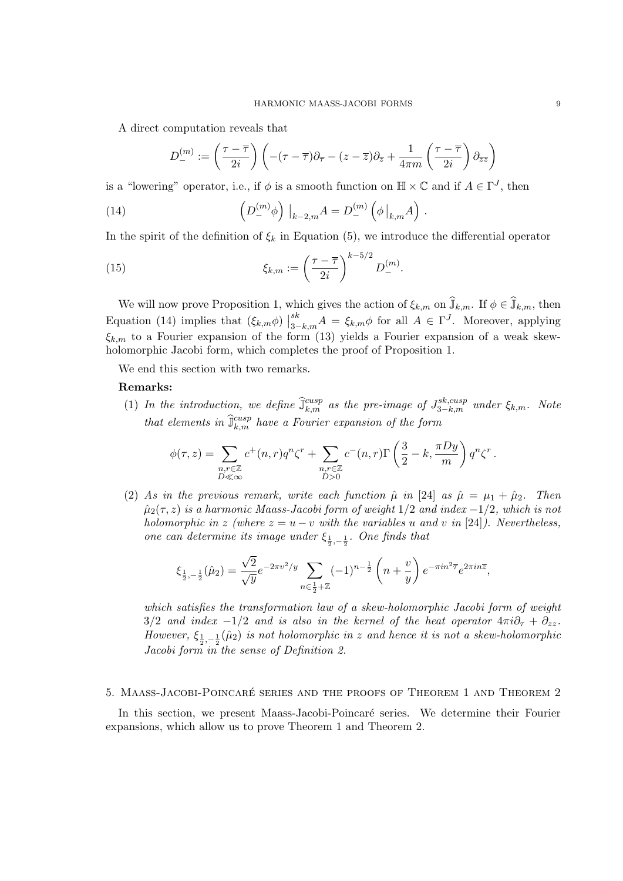A direct computation reveals that

$$D_{-}^{(m)} := \left(\frac{\tau - \overline{\tau}}{2i}\right) \left( -(\tau - \overline{\tau})\partial_{\overline{\tau}} - (z - \overline{z})\partial_{\overline{z}} + \frac{1}{4\pi m} \left(\frac{\tau - \overline{\tau}}{2i}\right) \partial_{\overline{z}\overline{z}} \right)$$

is a "lowering" operator, i.e., if $\phi$ is a smooth function on $\mathbb{H} \times \mathbb{C}$ and if $A \in \Gamma^J$, then

$$\left(D_{-}^{(m)}\phi\right) \big|_{k-2,m} A = D_{-}^{(m)} \left(\phi\big|_{k,m} A\right) . \tag{14}$$

In the spirit of the definition of $\xi_k$ in Equation (5), we introduce the differential operator

$$\xi_{k,m} := \left(\frac{\tau - \overline{\tau}}{2i}\right)^{k-5/2} D_{-}^{(m)}. \tag{15}$$

We will now prove Proposition 1, which gives the action of $\xi_{k,m}$ on $\widehat{\mathbb{J}}_{k,m}$. If $\phi \in \widehat{\mathbb{J}}_{k,m}$, then Equation (14) implies that $(\xi_{k,m}\phi) \big|^{sk}_{3-k,m} A = \xi_{k,m}\phi$ for all $A \in \Gamma^J$. Moreover, applying $\xi_{k,m}$ to a Fourier expansion of the form (13) yields a Fourier expansion of a weak skew-holomorphic Jacobi form, which completes the proof of Proposition 1.

We end this section with two remarks.

**Remarks:**

(1) *In the introduction, we define $\widehat{\mathbb{J}}^{cusp}_{k,m}$ as the pre-image of $J^{sk,cusp}_{3-k,m}$ under $\xi_{k,m}$. Note that elements in $\widehat{\mathbb{J}}^{cusp}_{k,m}$ have a Fourier expansion of the form*

$$\phi(\tau, z) = \sum_{\substack{n,r \in \mathbb{Z} \\ D \ll \infty}} c^{+}(n,r) q^n \zeta^r + \sum_{\substack{n,r \in \mathbb{Z} \\ D > 0}} c^{-}(n,r) \Gamma\left(\frac{3}{2} - k, \frac{\pi D y}{m}\right) q^n \zeta^r .$$

(2) *As in the previous remark, write each function $\hat{\mu}$ in [24] as $\hat{\mu} = \mu_1 + \hat{\mu}_2$. Then $\hat{\mu}_2(\tau, z)$ is a harmonic Maass-Jacobi form of weight $1/2$ and index $-1/2$, which is not holomorphic in $z$ (where $z = u - v$ with the variables $u$ and $v$ in [24]). Nevertheless, one can determine its image under $\xi_{\frac{1}{2},-\frac{1}{2}}$. One finds that*

$$\xi_{\frac{1}{2},-\frac{1}{2}}(\hat{\mu}_2) = \frac{\sqrt{2}}{\sqrt{y}} e^{-2\pi v^2/y} \sum_{n \in \frac{1}{2}+\mathbb{Z}} (-1)^{n-\frac{1}{2}} \left(n + \frac{v}{y}\right) e^{-\pi i n^2 \overline{\tau}} e^{2\pi i n \overline{z}},$$

*which satisfies the transformation law of a skew-holomorphic Jacobi form of weight $3/2$ and index $-1/2$ and is also in the kernel of the heat operator $4\pi i \partial_\tau + \partial_{zz}$. However, $\xi_{\frac{1}{2},-\frac{1}{2}}(\hat{\mu}_2)$ is not holomorphic in $z$ and hence it is not a skew-holomorphic Jacobi form in the sense of Definition 2.*

## 5. Maass-Jacobi-Poincaré series and the proofs of Theorem 1 and Theorem 2

In this section, we present Maass-Jacobi-Poincaré series. We determine their Fourier expansions, which allow us to prove Theorem 1 and Theorem 2.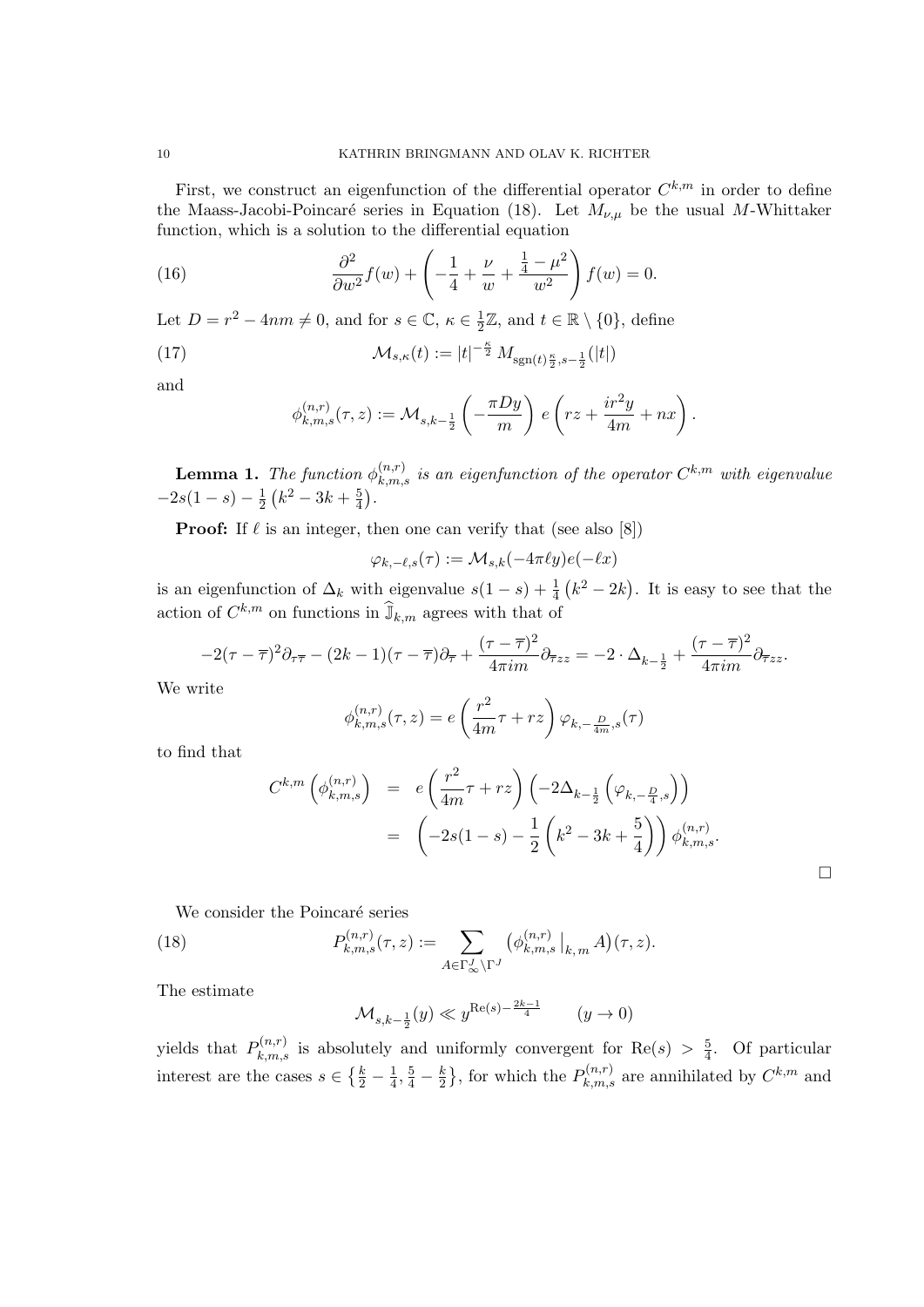First, we construct an eigenfunction of the differential operator $C^{k,m}$ in order to define the Maass-Jacobi-Poincaré series in Equation (18). Let $M_{\nu,\mu}$ be the usual $M$-Whittaker function, which is a solution to the differential equation

$$\frac{\partial^2}{\partial w^2} f(w) + \left( -\frac{1}{4} + \frac{\nu}{w} + \frac{\frac{1}{4} - \mu^2}{w^2} \right) f(w) = 0. \tag{16}$$

Let $D = r^2 - 4nm \neq 0$, and for $s \in \mathbb{C}$, $\kappa \in \frac{1}{2}\mathbb{Z}$, and $t \in \mathbb{R} \setminus \{0\}$, define

$$\mathcal{M}_{s,\kappa}(t) := |t|^{-\frac{\kappa}{2}} \, M_{\operatorname{sgn}(t)\frac{\kappa}{2}, s - \frac{1}{2}}(|t|) \tag{17}$$

and

$$\phi_{k,m,s}^{(n,r)}(\tau, z) := \mathcal{M}_{s,k-\frac{1}{2}} \left( -\frac{\pi D y}{m} \right) e\left( rz + \frac{ir^2 y}{4m} + nx \right).$$

**Lemma 1.** *The function $\phi_{k,m,s}^{(n,r)}$ is an eigenfunction of the operator $C^{k,m}$ with eigenvalue $-2s(1-s) - \frac{1}{2}\left(k^2 - 3k + \frac{5}{4}\right)$.*

**Proof:** If $\ell$ is an integer, then one can verify that (see also [8])

$$\varphi_{k,-\ell,s}(\tau) := \mathcal{M}_{s,k}(-4\pi \ell y) e(-\ell x)$$

is an eigenfunction of $\Delta_k$ with eigenvalue $s(1-s) + \frac{1}{4}\left(k^2 - 2k\right)$. It is easy to see that the action of $C^{k,m}$ on functions in $\widehat{\mathbb{J}}_{k,m}$ agrees with that of

$$-2(\tau - \overline{\tau})^2 \partial_{\tau\overline{\tau}} - (2k-1)(\tau - \overline{\tau})\partial_{\overline{\tau}} + \frac{(\tau - \overline{\tau})^2}{4\pi i m} \partial_{\overline{\tau}zz} = -2 \cdot \Delta_{k-\frac{1}{2}} + \frac{(\tau - \overline{\tau})^2}{4\pi i m} \partial_{\overline{\tau}zz}.$$

We write

$$\phi_{k,m,s}^{(n,r)}(\tau, z) = e\left( \frac{r^2}{4m}\tau + rz \right) \varphi_{k,-\frac{D}{4m},s}(\tau)$$

to find that

$$\begin{aligned} C^{k,m}\left(\phi_{k,m,s}^{(n,r)}\right) &= e\left( \frac{r^2}{4m}\tau + rz \right) \left( -2\Delta_{k-\frac{1}{2}} \left( \varphi_{k,-\frac{D}{4},s} \right) \right) \\ &= \left( -2s(1-s) - \frac{1}{2}\left( k^2 - 3k + \frac{5}{4} \right) \right) \phi_{k,m,s}^{(n,r)}. \end{aligned}$$

□

We consider the Poincaré series

$$P_{k,m,s}^{(n,r)}(\tau, z) := \sum_{A \in \Gamma_\infty^J \backslash \Gamma^J} \left( \phi_{k,m,s}^{(n,r)} \big|_{k,m} A \right)(\tau, z). \tag{18}$$

The estimate

$$\mathcal{M}_{s,k-\frac{1}{2}}(y) \ll y^{\operatorname{Re}(s) - \frac{2k-1}{4}} \qquad (y \to 0)$$

yields that $P_{k,m,s}^{(n,r)}$ is absolutely and uniformly convergent for $\operatorname{Re}(s) > \frac{5}{4}$. Of particular interest are the cases $s \in \left\{ \frac{k}{2} - \frac{1}{4}, \frac{5}{4} - \frac{k}{2} \right\}$, for which the $P_{k,m,s}^{(n,r)}$ are annihilated by $C^{k,m}$ and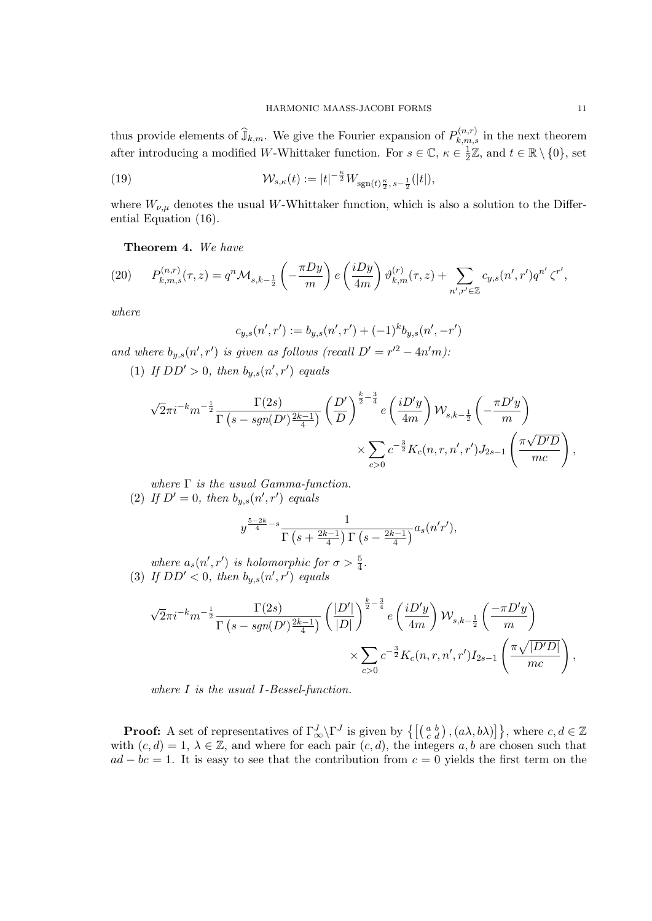thus provide elements of $\widehat{\mathbb{J}}_{k,m}$. We give the Fourier expansion of $P_{k,m,s}^{(n,r)}$ in the next theorem after introducing a modified $W$-Whittaker function. For $s \in \mathbb{C}$, $\kappa \in \frac{1}{2}\mathbb{Z}$, and $t \in \mathbb{R} \setminus \{0\}$, set

$$\mathcal{W}_{s,\kappa}(t) := |t|^{-\frac{\kappa}{2}} W_{\mathrm{sgn}(t)\frac{\kappa}{2},\, s-\frac{1}{2}}(|t|), \tag{19}$$

where $W_{\nu,\mu}$ denotes the usual $W$-Whittaker function, which is also a solution to the Differential Equation (16).

**Theorem 4.** *We have*

$$P_{k,m,s}^{(n,r)}(\tau,z) = q^n \mathcal{M}_{s,k-\frac{1}{2}}\left(-\frac{\pi D y}{m}\right) e\left(\frac{iDy}{4m}\right) \vartheta_{k,m}^{(r)}(\tau,z) + \sum_{n',r' \in \mathbb{Z}} c_{y,s}(n',r') q^{n'} \zeta^{r'}, \tag{20}$$

*where*

$$c_{y,s}(n',r') := b_{y,s}(n',r') + (-1)^k b_{y,s}(n',-r')$$

*and where $b_{y,s}(n',r')$ is given as follows (recall $D' = r'^2 - 4n'm$):*

(1) *If $DD' > 0$, then $b_{y,s}(n',r')$ equals*

$$\sqrt{2}\pi i^{-k} m^{-\frac{1}{2}} \frac{\Gamma(2s)}{\Gamma\left(s - sgn(D')\frac{2k-1}{4}\right)} \left(\frac{D'}{D}\right)^{\frac{k}{2}-\frac{3}{4}} e\left(\frac{iD'y}{4m}\right) \mathcal{W}_{s,k-\frac{1}{2}}\left(-\frac{\pi D' y}{m}\right) \times \sum_{c>0} c^{-\frac{3}{2}} K_c(n,r,n',r') J_{2s-1}\left(\frac{\pi\sqrt{D'D}}{mc}\right),$$

*where $\Gamma$ is the usual Gamma-function.*

(2) *If $D' = 0$, then $b_{y,s}(n',r')$ equals*

$$y^{\frac{5-2k}{4}-s} \frac{1}{\Gamma\left(s + \frac{2k-1}{4}\right)\Gamma\left(s - \frac{2k-1}{4}\right)} a_s(n'r'),$$

*where $a_s(n',r')$ is holomorphic for $\sigma > \frac{5}{4}$.*

(3) *If $DD' < 0$, then $b_{y,s}(n',r')$ equals*

$$\sqrt{2}\pi i^{-k} m^{-\frac{1}{2}} \frac{\Gamma(2s)}{\Gamma\left(s - sgn(D')\frac{2k-1}{4}\right)} \left(\frac{|D'|}{|D|}\right)^{\frac{k}{2}-\frac{3}{4}} e\left(\frac{iD'y}{4m}\right) \mathcal{W}_{s,k-\frac{1}{2}}\left(\frac{-\pi D' y}{m}\right) \times \sum_{c>0} c^{-\frac{3}{2}} K_c(n,r,n',r') I_{2s-1}\left(\frac{\pi\sqrt{|D'D|}}{mc}\right),$$

*where $I$ is the usual $I$-Bessel-function.*

**Proof:** A set of representatives of $\Gamma_\infty^J \backslash \Gamma^J$ is given by $\left\{\left[\left(\begin{smallmatrix} a & b \\ c & d \end{smallmatrix}\right), (a\lambda, b\lambda)\right]\right\}$, where $c, d \in \mathbb{Z}$ with $(c,d) = 1$, $\lambda \in \mathbb{Z}$, and where for each pair $(c,d)$, the integers $a, b$ are chosen such that $ad - bc = 1$. It is easy to see that the contribution from $c = 0$ yields the first term on the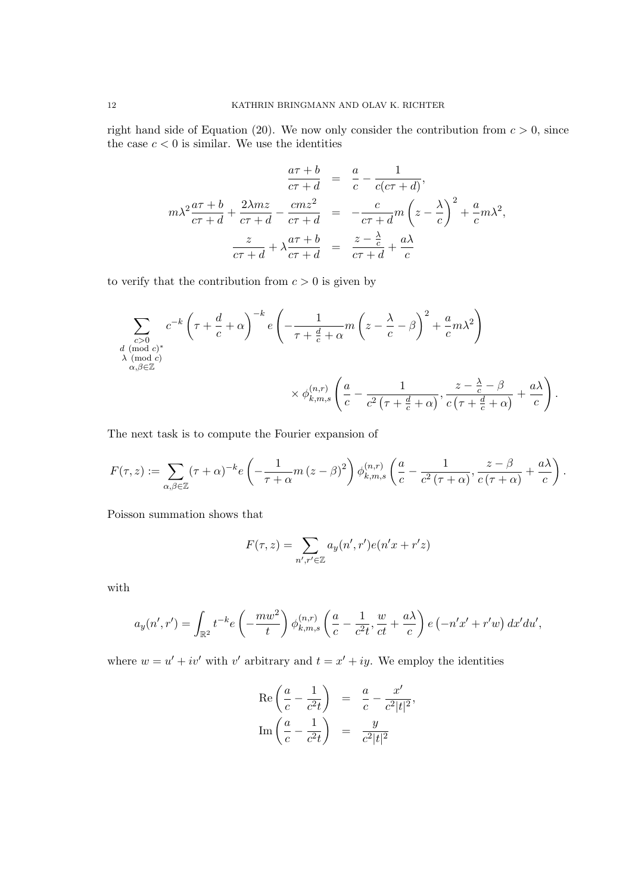right hand side of Equation (20). We now only consider the contribution from $c > 0$, since the case $c < 0$ is similar. We use the identities

$$\begin{aligned}
\frac{a\tau + b}{c\tau + d} &= \frac{a}{c} - \frac{1}{c(c\tau + d)}, \\
m\lambda^2 \frac{a\tau + b}{c\tau + d} + \frac{2\lambda m z}{c\tau + d} - \frac{cmz^2}{c\tau + d} &= -\frac{c}{c\tau + d} m \left( z - \frac{\lambda}{c} \right)^2 + \frac{a}{c} m\lambda^2, \\
\frac{z}{c\tau + d} + \lambda \frac{a\tau + b}{c\tau + d} &= \frac{z - \frac{\lambda}{c}}{c\tau + d} + \frac{a\lambda}{c}
\end{aligned}$$

to verify that the contribution from $c > 0$ is given by

$$\sum_{\substack{c>0 \\ d \pmod{c}^* \\ \lambda \pmod{c} \\ \alpha,\beta \in \mathbb{Z}}} c^{-k} \left( \tau + \frac{d}{c} + \alpha \right)^{-k} e\left( -\frac{1}{\tau + \frac{d}{c} + \alpha} m \left( z - \frac{\lambda}{c} - \beta \right)^2 + \frac{a}{c} m\lambda^2 \right)$$

$$\times \phi_{k,m,s}^{(n,r)} \left( \frac{a}{c} - \frac{1}{c^2 \left( \tau + \frac{d}{c} + \alpha \right)}, \frac{z - \frac{\lambda}{c} - \beta}{c \left( \tau + \frac{d}{c} + \alpha \right)} + \frac{a\lambda}{c} \right).$$

The next task is to compute the Fourier expansion of

$$F(\tau, z) := \sum_{\alpha,\beta \in \mathbb{Z}} (\tau + \alpha)^{-k} e\left( -\frac{1}{\tau + \alpha} m \left( z - \beta \right)^2 \right) \phi_{k,m,s}^{(n,r)} \left( \frac{a}{c} - \frac{1}{c^2 \left( \tau + \alpha \right)}, \frac{z - \beta}{c \left( \tau + \alpha \right)} + \frac{a\lambda}{c} \right).$$

Poisson summation shows that

$$F(\tau, z) = \sum_{n',r' \in \mathbb{Z}} a_y(n', r') e(n'x + r'z)$$

with

$$a_y(n', r') = \int_{\mathbb{R}^2} t^{-k} e\left( -\frac{mw^2}{t} \right) \phi_{k,m,s}^{(n,r)} \left( \frac{a}{c} - \frac{1}{c^2 t}, \frac{w}{ct} + \frac{a\lambda}{c} \right) e\left( -n'x' + r'w \right) dx' du',$$

where $w = u' + iv'$ with $v'$ arbitrary and $t = x' + iy$. We employ the identities

$$\begin{aligned}
\operatorname{Re}\left( \frac{a}{c} - \frac{1}{c^2 t} \right) &= \frac{a}{c} - \frac{x'}{c^2 |t|^2}, \\
\operatorname{Im}\left( \frac{a}{c} - \frac{1}{c^2 t} \right) &= \frac{y}{c^2 |t|^2}
\end{aligned}$$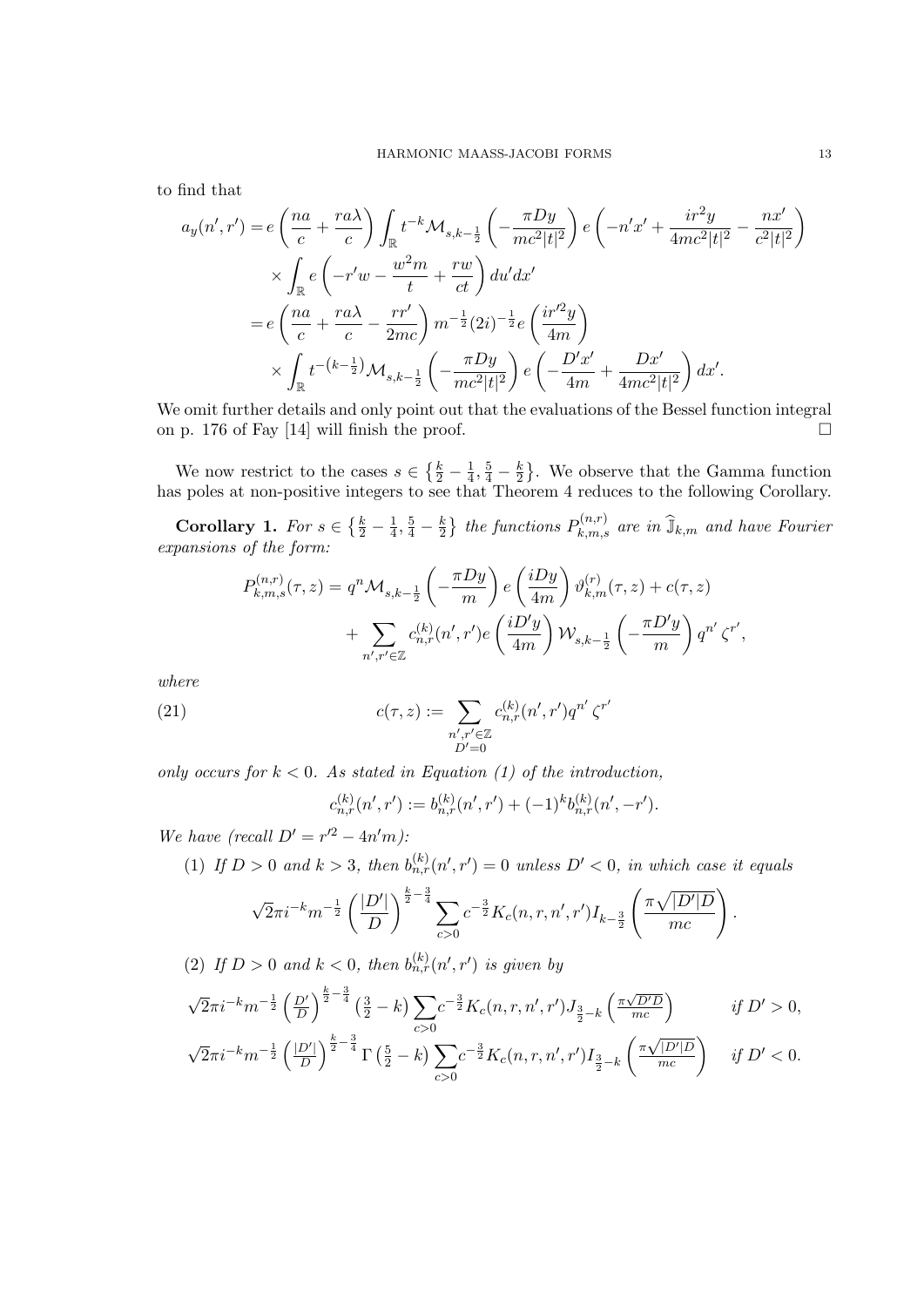to find that

$$
\begin{aligned}
a_y(n',r') =& e\left(\frac{na}{c}+\frac{ra\lambda}{c}\right)\int_{\mathbb{R}} t^{-k}\mathcal{M}_{s,k-\frac{1}{2}}\left(-\frac{\pi D y}{mc^2|t|^2}\right)e\left(-n'x'+\frac{ir^2y}{4mc^2|t|^2}-\frac{nx'}{c^2|t|^2}\right)\\
&\times\int_{\mathbb{R}} e\left(-r'w-\frac{w^2m}{t}+\frac{rw}{ct}\right)du'dx'\\
=& e\left(\frac{na}{c}+\frac{ra\lambda}{c}-\frac{rr'}{2mc}\right)m^{-\frac{1}{2}}(2i)^{-\frac{1}{2}}e\left(\frac{ir'^2y}{4m}\right)\\
&\times\int_{\mathbb{R}} t^{-\left(k-\frac{1}{2}\right)}\mathcal{M}_{s,k-\frac{1}{2}}\left(-\frac{\pi D y}{mc^2|t|^2}\right)e\left(-\frac{D'x'}{4m}+\frac{Dx'}{4mc^2|t|^2}\right)dx'.
\end{aligned}
$$

We omit further details and only point out that the evaluations of the Bessel function integral on p. 176 of Fay [14] will finish the proof. $\square$

We now restrict to the cases $s\in\left\{\frac{k}{2}-\frac{1}{4},\frac{5}{4}-\frac{k}{2}\right\}$. We observe that the Gamma function has poles at non-positive integers to see that Theorem 4 reduces to the following Corollary.

**Corollary 1.** *For $s\in\left\{\frac{k}{2}-\frac{1}{4},\frac{5}{4}-\frac{k}{2}\right\}$ the functions $P_{k,m,s}^{(n,r)}$ are in $\widehat{\mathbb{J}}_{k,m}$ and have Fourier expansions of the form:*

$$
\begin{aligned}
P_{k,m,s}^{(n,r)}(\tau,z) =& q^n\mathcal{M}_{s,k-\frac{1}{2}}\left(-\frac{\pi D y}{m}\right)e\left(\frac{iDy}{4m}\right)\vartheta_{k,m}^{(r)}(\tau,z)+c(\tau,z)\\
&+\sum_{n',r'\in\mathbb{Z}} c_{n,r}^{(k)}(n',r')e\left(\frac{iD'y}{4m}\right)\mathcal{W}_{s,k-\frac{1}{2}}\left(-\frac{\pi D'y}{m}\right)q^{n'}\zeta^{r'},
\end{aligned}
$$

*where*

$$
c(\tau,z):=\sum_{\substack{n',r'\in\mathbb{Z}\\ D'=0}} c_{n,r}^{(k)}(n',r')q^{n'}\zeta^{r'} \tag{21}
$$

*only occurs for $k<0$. As stated in Equation (1) of the introduction,*

$$
c_{n,r}^{(k)}(n',r'):=b_{n,r}^{(k)}(n',r')+(-1)^k b_{n,r}^{(k)}(n',-r').
$$

*We have (recall $D'=r'^2-4n'm$):*

(1) *If $D>0$ and $k>3$, then $b_{n,r}^{(k)}(n',r')=0$ unless $D'<0$, in which case it equals*

$$
\sqrt{2}\pi i^{-k}m^{-\frac{1}{2}}\left(\frac{|D'|}{D}\right)^{\frac{k}{2}-\frac{3}{4}}\sum_{c>0}c^{-\frac{3}{2}}K_c(n,r,n',r')I_{k-\frac{3}{2}}\left(\frac{\pi\sqrt{|D'|D}}{mc}\right).
$$

(2) *If $D>0$ and $k<0$, then $b_{n,r}^{(k)}(n',r')$ is given by*

$$
\sqrt{2}\pi i^{-k}m^{-\frac{1}{2}}\left(\tfrac{D'}{D}\right)^{\frac{k}{2}-\frac{3}{4}}\left(\tfrac{3}{2}-k\right)\sum_{c>0}c^{-\frac{3}{2}}K_c(n,r,n',r')J_{\frac{3}{2}-k}\left(\tfrac{\pi\sqrt{D'D}}{mc}\right)\qquad \text{if } D'>0,
$$

$$
\sqrt{2}\pi i^{-k}m^{-\frac{1}{2}}\left(\tfrac{|D'|}{D}\right)^{\frac{k}{2}-\frac{3}{4}}\Gamma\left(\tfrac{5}{2}-k\right)\sum_{c>0}c^{-\frac{3}{2}}K_c(n,r,n',r')I_{\frac{3}{2}-k}\left(\tfrac{\pi\sqrt{|D'|D}}{mc}\right)\qquad \text{if } D'<0.
$$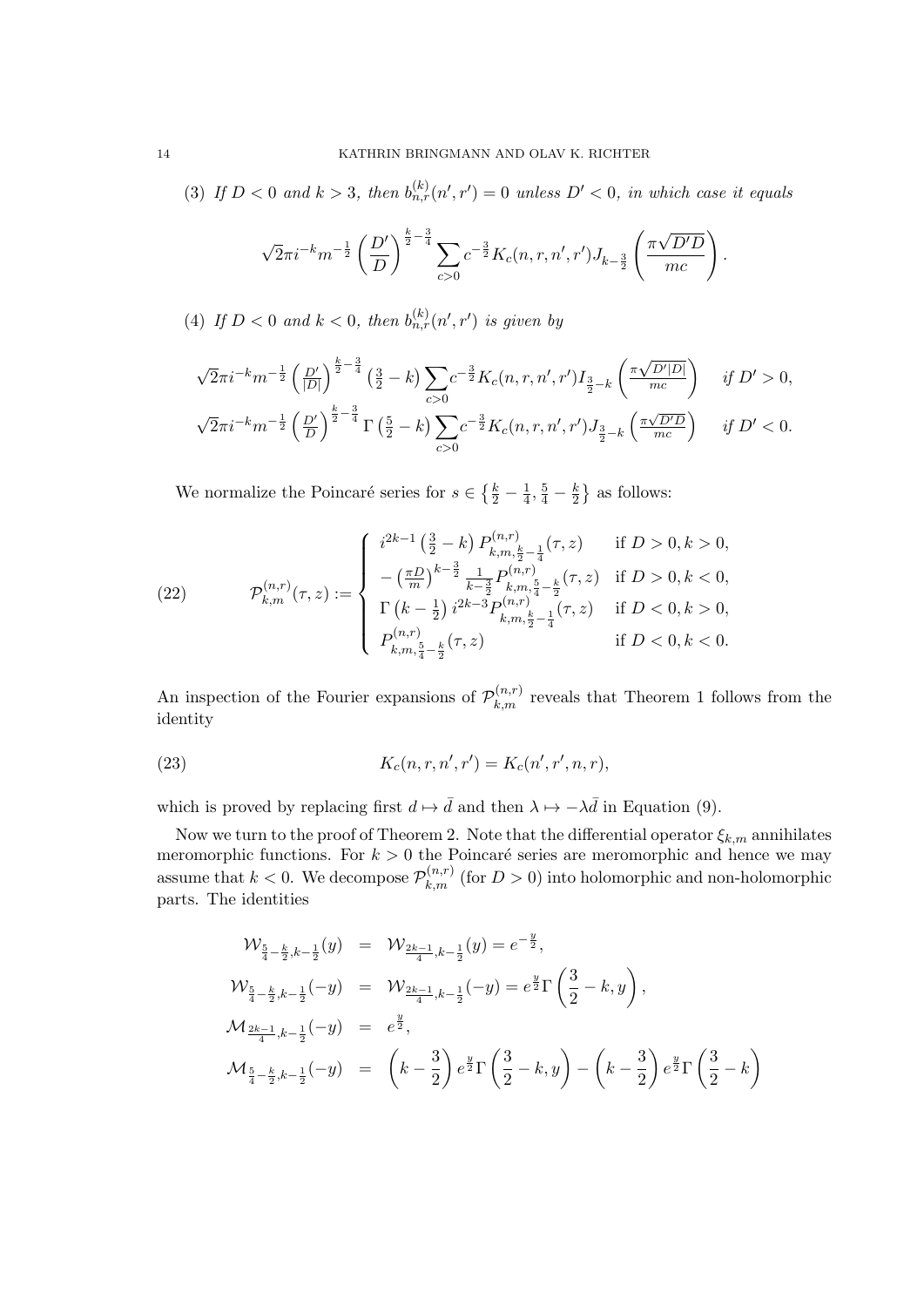(3) *If $D<0$ and $k>3$, then $b_{n,r}^{(k)}(n',r')=0$ unless $D'<0$, in which case it equals*

$$\sqrt{2}\pi i^{-k} m^{-\frac{1}{2}} \left(\frac{D'}{D}\right)^{\frac{k}{2}-\frac{3}{4}} \sum_{c>0} c^{-\frac{3}{2}} K_c(n,r,n',r') J_{k-\frac{3}{2}}\left(\frac{\pi\sqrt{D'D}}{mc}\right).$$

(4) *If $D<0$ and $k<0$, then $b_{n,r}^{(k)}(n',r')$ is given by*

$$\sqrt{2}\pi i^{-k} m^{-\frac{1}{2}} \left(\tfrac{D'}{|D|}\right)^{\frac{k}{2}-\frac{3}{4}} \left(\tfrac{3}{2}-k\right) \sum_{c>0} c^{-\frac{3}{2}} K_c(n,r,n',r') I_{\frac{3}{2}-k}\left(\tfrac{\pi\sqrt{D'|D|}}{mc}\right) \quad \text{if } D'>0,$$

$$\sqrt{2}\pi i^{-k} m^{-\frac{1}{2}} \left(\tfrac{D'}{D}\right)^{\frac{k}{2}-\frac{3}{4}} \Gamma\left(\tfrac{5}{2}-k\right) \sum_{c>0} c^{-\frac{3}{2}} K_c(n,r,n',r') J_{\frac{3}{2}-k}\left(\tfrac{\pi\sqrt{D'D}}{mc}\right) \quad \text{if } D'<0.$$

We normalize the Poincaré series for $s \in \left\{\frac{k}{2}-\frac{1}{4}, \frac{5}{4}-\frac{k}{2}\right\}$ as follows:

$$\mathcal{P}_{k,m}^{(n,r)}(\tau,z) := \begin{cases} i^{2k-1}\left(\frac{3}{2}-k\right) P_{k,m,\frac{k}{2}-\frac{1}{4}}^{(n,r)}(\tau,z) & \text{if } D>0, k>0,\\ -\left(\frac{\pi D}{m}\right)^{k-\frac{3}{2}} \frac{1}{k-\frac{3}{2}} P_{k,m,\frac{5}{4}-\frac{k}{2}}^{(n,r)}(\tau,z) & \text{if } D>0, k<0,\\ \Gamma\left(k-\frac{1}{2}\right) i^{2k-3} P_{k,m,\frac{k}{2}-\frac{1}{4}}^{(n,r)}(\tau,z) & \text{if } D<0, k>0,\\ P_{k,m,\frac{5}{4}-\frac{k}{2}}^{(n,r)}(\tau,z) & \text{if } D<0, k<0. \end{cases} \tag{22}$$

An inspection of the Fourier expansions of $\mathcal{P}_{k,m}^{(n,r)}$ reveals that Theorem 1 follows from the identity

$$K_c(n,r,n',r') = K_c(n',r',n,r), \tag{23}$$

which is proved by replacing first $d \mapsto \bar{d}$ and then $\lambda \mapsto -\lambda\bar{d}$ in Equation (9).

Now we turn to the proof of Theorem 2. Note that the differential operator $\xi_{k,m}$ annihilates meromorphic functions. For $k>0$ the Poincaré series are meromorphic and hence we may assume that $k<0$. We decompose $\mathcal{P}_{k,m}^{(n,r)}$ (for $D>0$) into holomorphic and non-holomorphic parts. The identities

$$\begin{aligned}
\mathcal{W}_{\frac{5}{4}-\frac{k}{2},k-\frac{1}{2}}(y) &= \mathcal{W}_{\frac{2k-1}{4},k-\frac{1}{2}}(y) = e^{-\frac{y}{2}},\\
\mathcal{W}_{\frac{5}{4}-\frac{k}{2},k-\frac{1}{2}}(-y) &= \mathcal{W}_{\frac{2k-1}{4},k-\frac{1}{2}}(-y) = e^{\frac{y}{2}}\Gamma\left(\frac{3}{2}-k, y\right),\\
\mathcal{M}_{\frac{2k-1}{4},k-\frac{1}{2}}(-y) &= e^{\frac{y}{2}},\\
\mathcal{M}_{\frac{5}{4}-\frac{k}{2},k-\frac{1}{2}}(-y) &= \left(k-\frac{3}{2}\right)e^{\frac{y}{2}}\Gamma\left(\frac{3}{2}-k, y\right) - \left(k-\frac{3}{2}\right)e^{\frac{y}{2}}\Gamma\left(\frac{3}{2}-k\right)
\end{aligned}$$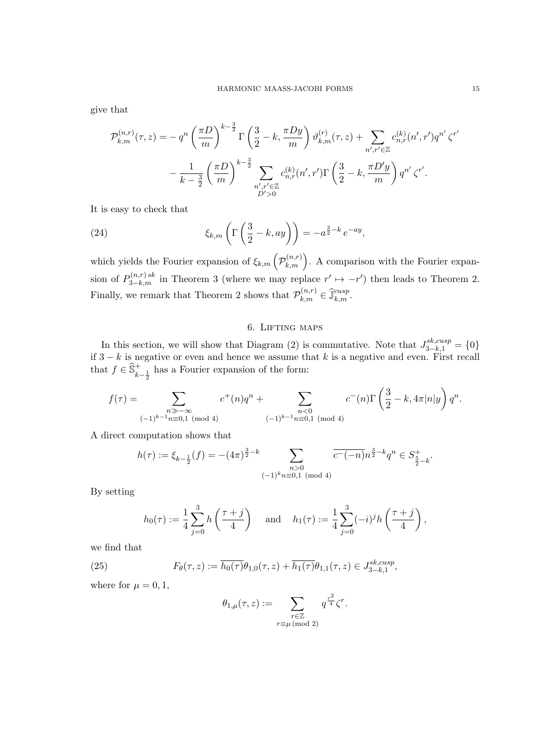give that

$$\mathcal{P}_{k,m}^{(n,r)}(\tau,z) = -\,q^n \left(\frac{\pi D}{m}\right)^{k-\frac{3}{2}} \Gamma\left(\frac{3}{2}-k, \frac{\pi D y}{m}\right) \vartheta_{k,m}^{(r)}(\tau,z) + \sum_{n',r' \in \mathbb{Z}} c_{n,r}^{(k)}(n',r') q^{n'} \zeta^{r'}$$

$$- \frac{1}{k-\frac{3}{2}} \left(\frac{\pi D}{m}\right)^{k-\frac{3}{2}} \sum_{\substack{n',r' \in \mathbb{Z} \\ D'>0}} c_{n,r}^{(k)}(n',r') \Gamma\left(\frac{3}{2}-k, \frac{\pi D' y}{m}\right) q^{n'} \zeta^{r'}.$$

It is easy to check that

$$\xi_{k,m}\left(\Gamma\left(\frac{3}{2}-k, ay\right)\right) = -a^{\frac{3}{2}-k}\, e^{-ay}, \tag{24}$$

which yields the Fourier expansion of $\xi_{k,m}\left(\mathcal{P}_{k,m}^{(n,r)}\right)$. A comparison with the Fourier expansion of $P_{3-k,m}^{(n,r)\,sk}$ in Theorem 3 (where we may replace $r' \mapsto -r'$) then leads to Theorem 2. Finally, we remark that Theorem 2 shows that $\mathcal{P}_{k,m}^{(n,r)} \in \widehat{\mathbb{J}}_{k,m}^{cusp}$.

## 6. Lifting maps

In this section, we will show that Diagram (2) is commutative. Note that $J_{3-k,1}^{sk,cusp} = \{0\}$ if $3-k$ is negative or even and hence we assume that $k$ is a negative and even. First recall that $f \in \widehat{\mathbb{S}}_{k-\frac{1}{2}}^{+}$ has a Fourier expansion of the form:

$$f(\tau) = \sum_{\substack{n \gg -\infty \\ (-1)^{k-1} n \equiv 0,1 \pmod 4}} c^{+}(n) q^n + \sum_{\substack{n<0 \\ (-1)^{k-1} n \equiv 0,1 \pmod 4}} c^{-}(n) \Gamma\left(\frac{3}{2}-k, 4\pi |n| y\right) q^n.$$

A direct computation shows that

$$h(\tau) := \xi_{k-\frac{1}{2}}(f) = -(4\pi)^{\frac{3}{2}-k} \sum_{\substack{n>0 \\ (-1)^{k} n \equiv 0,1 \pmod 4}} \overline{c^{-}(-n)}\, n^{\frac{3}{2}-k} q^n \in S_{\frac{5}{2}-k}^{+}.$$

By setting

$$h_0(\tau) := \frac{1}{4} \sum_{j=0}^{3} h\left(\frac{\tau+j}{4}\right) \quad \text{and} \quad h_1(\tau) := \frac{1}{4} \sum_{j=0}^{3} (-i)^j h\left(\frac{\tau+j}{4}\right),$$

we find that

$$F_\theta(\tau,z) := \overline{h_0(\tau)}\theta_{1,0}(\tau,z) + \overline{h_1(\tau)}\theta_{1,1}(\tau,z) \in J_{3-k,1}^{sk,cusp}, \tag{25}$$

where for $\mu = 0,1$,

$$\theta_{1,\mu}(\tau,z) := \sum_{\substack{r \in \mathbb{Z} \\ r \equiv \mu \,(\mathrm{mod}\ 2)}} q^{\frac{r^2}{4}} \zeta^r.$$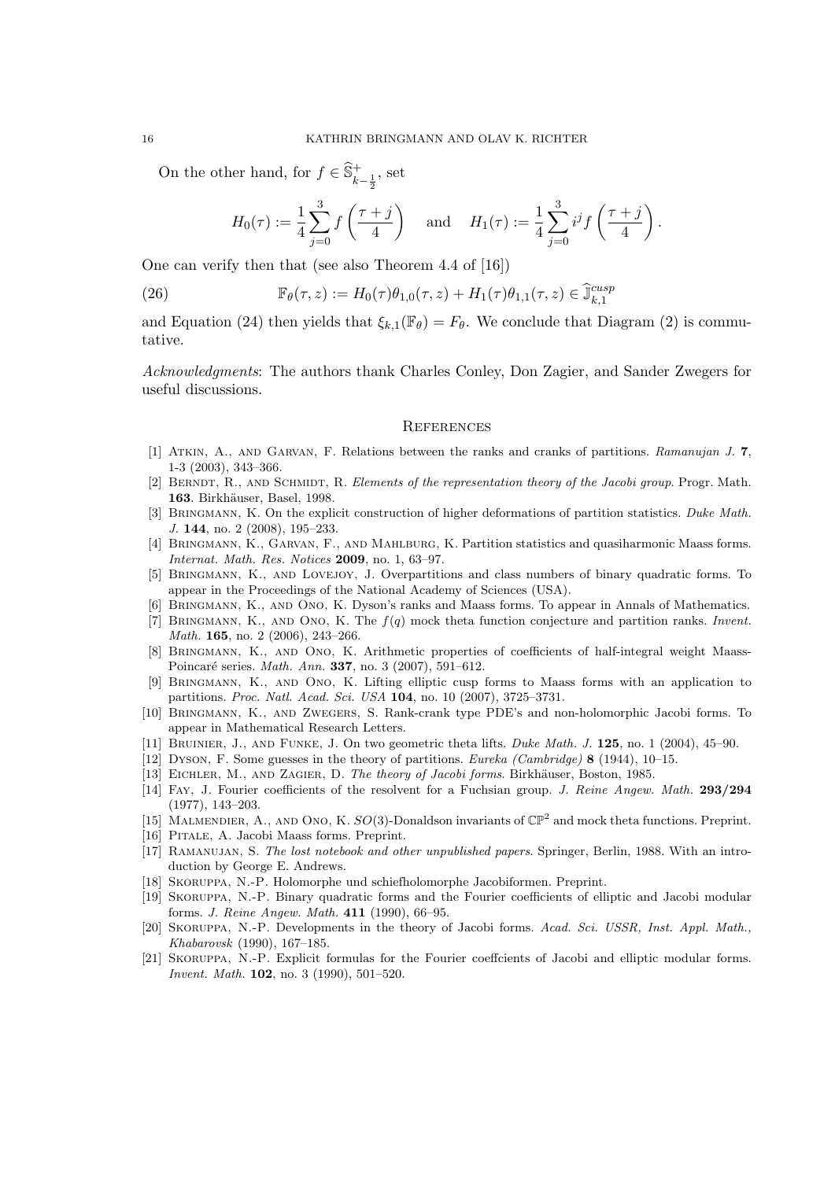On the other hand, for $f \in \widehat{\mathbb{S}}^+_{k-\frac{1}{2}}$, set

$$H_0(\tau) := \frac{1}{4}\sum_{j=0}^{3} f\left(\frac{\tau+j}{4}\right) \quad \text{ and } \quad H_1(\tau) := \frac{1}{4}\sum_{j=0}^{3} i^j f\left(\frac{\tau+j}{4}\right).$$

One can verify then that (see also Theorem 4.4 of [16])

$$\mathbb{F}_\theta(\tau, z) := H_0(\tau)\theta_{1,0}(\tau, z) + H_1(\tau)\theta_{1,1}(\tau, z) \in \widehat{\mathbb{J}}^{cusp}_{k,1} \tag{26}$$

and Equation (24) then yields that $\xi_{k,1}(\mathbb{F}_\theta) = F_\theta$. We conclude that Diagram (2) is commutative.

*Acknowledgments*: The authors thank Charles Conley, Don Zagier, and Sander Zwegers for useful discussions.

## References

[1] Atkin, A., and Garvan, F. Relations between the ranks and cranks of partitions. *Ramanujan J.* **7**, 1-3 (2003), 343–366.

[2] Berndt, R., and Schmidt, R. *Elements of the representation theory of the Jacobi group*. Progr. Math. **163**. Birkhäuser, Basel, 1998.

[3] Bringmann, K. On the explicit construction of higher deformations of partition statistics. *Duke Math. J.* **144**, no. 2 (2008), 195–233.

[4] Bringmann, K., Garvan, F., and Mahlburg, K. Partition statistics and quasiharmonic Maass forms. *Internat. Math. Res. Notices* **2009**, no. 1, 63–97.

[5] Bringmann, K., and Lovejoy, J. Overpartitions and class numbers of binary quadratic forms. To appear in the Proceedings of the National Academy of Sciences (USA).

[6] Bringmann, K., and Ono, K. Dyson's ranks and Maass forms. To appear in Annals of Mathematics.

[7] Bringmann, K., and Ono, K. The $f(q)$ mock theta function conjecture and partition ranks. *Invent. Math.* **165**, no. 2 (2006), 243–266.

[8] Bringmann, K., and Ono, K. Arithmetic properties of coefficients of half-integral weight Maass-Poincaré series. *Math. Ann.* **337**, no. 3 (2007), 591–612.

[9] Bringmann, K., and Ono, K. Lifting elliptic cusp forms to Maass forms with an application to partitions. *Proc. Natl. Acad. Sci. USA* **104**, no. 10 (2007), 3725–3731.

[10] Bringmann, K., and Zwegers, S. Rank-crank type PDE's and non-holomorphic Jacobi forms. To appear in Mathematical Research Letters.

[11] Bruinier, J., and Funke, J. On two geometric theta lifts. *Duke Math. J.* **125**, no. 1 (2004), 45–90.

[12] Dyson, F. Some guesses in the theory of partitions. *Eureka (Cambridge)* **8** (1944), 10–15.

[13] Eichler, M., and Zagier, D. *The theory of Jacobi forms*. Birkhäuser, Boston, 1985.

[14] Fay, J. Fourier coefficients of the resolvent for a Fuchsian group. *J. Reine Angew. Math.* **293/294** (1977), 143–203.

[15] Malmendier, A., and Ono, K. $SO(3)$-Donaldson invariants of $\mathbb{CP}^2$ and mock theta functions. Preprint.

[16] Pitale, A. Jacobi Maass forms. Preprint.

[17] Ramanujan, S. *The lost notebook and other unpublished papers*. Springer, Berlin, 1988. With an introduction by George E. Andrews.

[18] Skoruppa, N.-P. Holomorphe und schiefholomorphe Jacobiformen. Preprint.

[19] Skoruppa, N.-P. Binary quadratic forms and the Fourier coefficients of elliptic and Jacobi modular forms. *J. Reine Angew. Math.* **411** (1990), 66–95.

[20] Skoruppa, N.-P. Developments in the theory of Jacobi forms. *Acad. Sci. USSR, Inst. Appl. Math., Khabarovsk* (1990), 167–185.

[21] Skoruppa, N.-P. Explicit formulas for the Fourier coeffcients of Jacobi and elliptic modular forms. *Invent. Math.* **102**, no. 3 (1990), 501–520.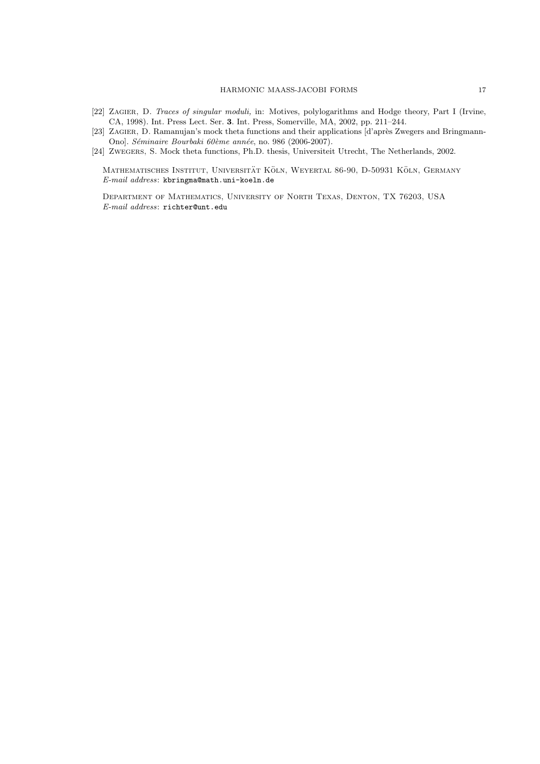[22] Zagier, D. *Traces of singular moduli,* in: Motives, polylogarithms and Hodge theory, Part I (Irvine, CA, 1998). Int. Press Lect. Ser. **3**. Int. Press, Somerville, MA, 2002, pp. 211–244.

[23] Zagier, D. Ramanujan's mock theta functions and their applications [d'après Zwegers and Bringmann-Ono]. *Séminaire Bourbaki 60ème année*, no. 986 (2006-2007).

[24] Zwegers, S. Mock theta functions, Ph.D. thesis, Universiteit Utrecht, The Netherlands, 2002.

Mathematisches Institut, Universität Köln, Weyertal 86-90, D-50931 Köln, Germany
*E-mail address*: `kbringma@math.uni-koeln.de`

Department of Mathematics, University of North Texas, Denton, TX 76203, USA
*E-mail address*: `richter@unt.edu`